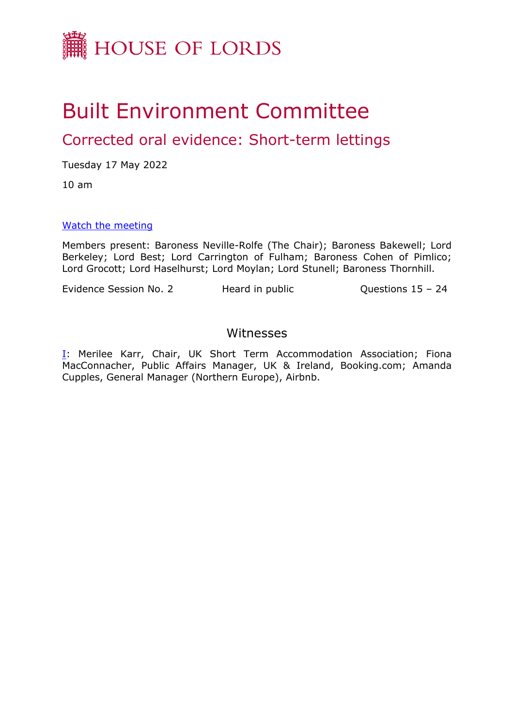HOUSE OF LORDS

# Built Environment Committee

## Corrected oral evidence: Short-term lettings

Tuesday 17 May 2022

10 am

[Watch the meeting](#)

Members present: Baroness Neville-Rolfe (The Chair); Baroness Bakewell; Lord Berkeley; Lord Best; Lord Carrington of Fulham; Baroness Cohen of Pimlico; Lord Grocott; Lord Haselhurst; Lord Moylan; Lord Stunell; Baroness Thornhill.

Evidence Session No. 2 Heard in public Questions 15 – 24

### Witnesses

I: Merilee Karr, Chair, UK Short Term Accommodation Association; Fiona MacConnacher, Public Affairs Manager, UK & Ireland, Booking.com; Amanda Cupples, General Manager (Northern Europe), Airbnb.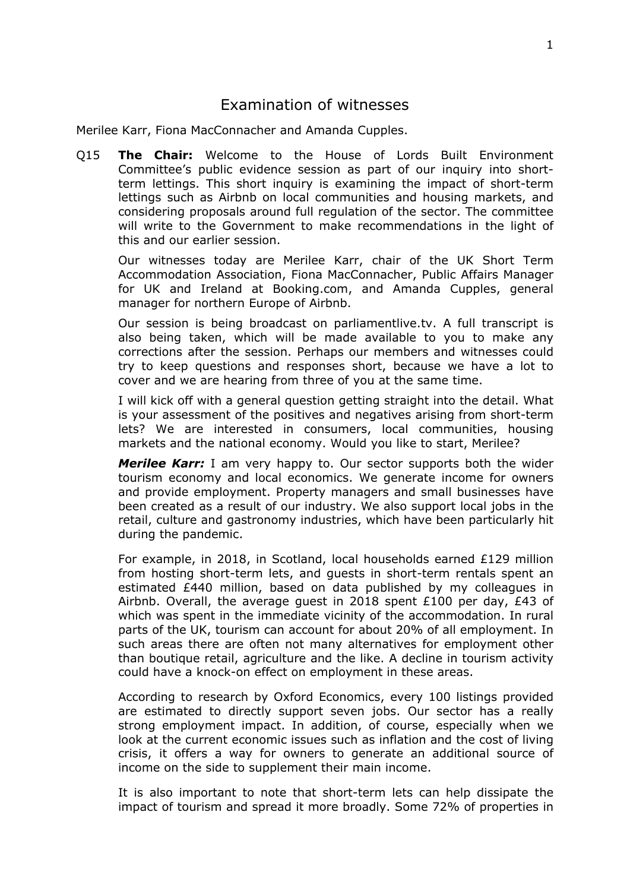# Examination of witnesses

Merilee Karr, Fiona MacConnacher and Amanda Cupples.

Q15 **The Chair:** Welcome to the House of Lords Built Environment Committee's public evidence session as part of our inquiry into short-term lettings. This short inquiry is examining the impact of short-term lettings such as Airbnb on local communities and housing markets, and considering proposals around full regulation of the sector. The committee will write to the Government to make recommendations in the light of this and our earlier session.

Our witnesses today are Merilee Karr, chair of the UK Short Term Accommodation Association, Fiona MacConnacher, Public Affairs Manager for UK and Ireland at Booking.com, and Amanda Cupples, general manager for northern Europe of Airbnb.

Our session is being broadcast on parliamentlive.tv. A full transcript is also being taken, which will be made available to you to make any corrections after the session. Perhaps our members and witnesses could try to keep questions and responses short, because we have a lot to cover and we are hearing from three of you at the same time.

I will kick off with a general question getting straight into the detail. What is your assessment of the positives and negatives arising from short-term lets? We are interested in consumers, local communities, housing markets and the national economy. Would you like to start, Merilee?

***Merilee Karr:*** I am very happy to. Our sector supports both the wider tourism economy and local economics. We generate income for owners and provide employment. Property managers and small businesses have been created as a result of our industry. We also support local jobs in the retail, culture and gastronomy industries, which have been particularly hit during the pandemic.

For example, in 2018, in Scotland, local households earned £129 million from hosting short-term lets, and guests in short-term rentals spent an estimated £440 million, based on data published by my colleagues in Airbnb. Overall, the average guest in 2018 spent £100 per day, £43 of which was spent in the immediate vicinity of the accommodation. In rural parts of the UK, tourism can account for about 20% of all employment. In such areas there are often not many alternatives for employment other than boutique retail, agriculture and the like. A decline in tourism activity could have a knock-on effect on employment in these areas.

According to research by Oxford Economics, every 100 listings provided are estimated to directly support seven jobs. Our sector has a really strong employment impact. In addition, of course, especially when we look at the current economic issues such as inflation and the cost of living crisis, it offers a way for owners to generate an additional source of income on the side to supplement their main income.

It is also important to note that short-term lets can help dissipate the impact of tourism and spread it more broadly. Some 72% of properties in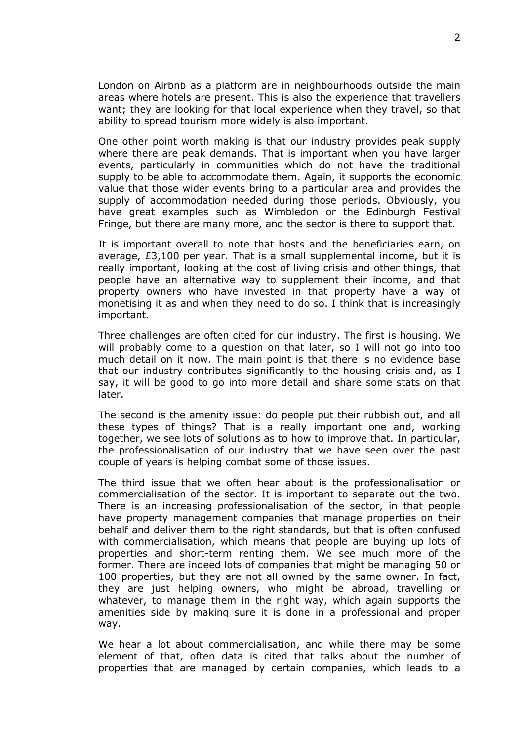London on Airbnb as a platform are in neighbourhoods outside the main areas where hotels are present. This is also the experience that travellers want; they are looking for that local experience when they travel, so that ability to spread tourism more widely is also important.

One other point worth making is that our industry provides peak supply where there are peak demands. That is important when you have larger events, particularly in communities which do not have the traditional supply to be able to accommodate them. Again, it supports the economic value that those wider events bring to a particular area and provides the supply of accommodation needed during those periods. Obviously, you have great examples such as Wimbledon or the Edinburgh Festival Fringe, but there are many more, and the sector is there to support that.

It is important overall to note that hosts and the beneficiaries earn, on average, £3,100 per year. That is a small supplemental income, but it is really important, looking at the cost of living crisis and other things, that people have an alternative way to supplement their income, and that property owners who have invested in that property have a way of monetising it as and when they need to do so. I think that is increasingly important.

Three challenges are often cited for our industry. The first is housing. We will probably come to a question on that later, so I will not go into too much detail on it now. The main point is that there is no evidence base that our industry contributes significantly to the housing crisis and, as I say, it will be good to go into more detail and share some stats on that later.

The second is the amenity issue: do people put their rubbish out, and all these types of things? That is a really important one and, working together, we see lots of solutions as to how to improve that. In particular, the professionalisation of our industry that we have seen over the past couple of years is helping combat some of those issues.

The third issue that we often hear about is the professionalisation or commercialisation of the sector. It is important to separate out the two. There is an increasing professionalisation of the sector, in that people have property management companies that manage properties on their behalf and deliver them to the right standards, but that is often confused with commercialisation, which means that people are buying up lots of properties and short-term renting them. We see much more of the former. There are indeed lots of companies that might be managing 50 or 100 properties, but they are not all owned by the same owner. In fact, they are just helping owners, who might be abroad, travelling or whatever, to manage them in the right way, which again supports the amenities side by making sure it is done in a professional and proper way.

We hear a lot about commercialisation, and while there may be some element of that, often data is cited that talks about the number of properties that are managed by certain companies, which leads to a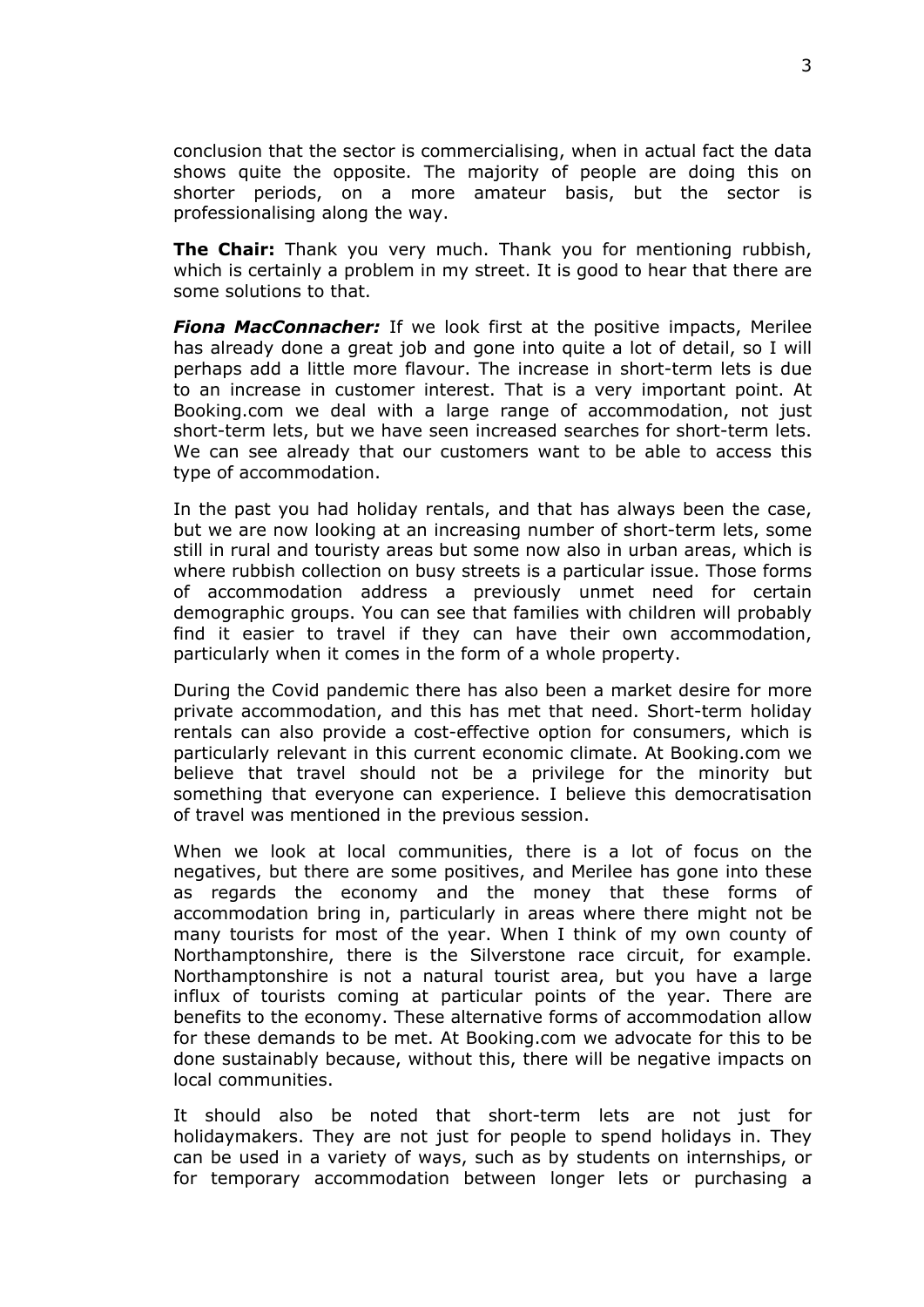conclusion that the sector is commercialising, when in actual fact the data shows quite the opposite. The majority of people are doing this on shorter periods, on a more amateur basis, but the sector is professionalising along the way.

**The Chair:** Thank you very much. Thank you for mentioning rubbish, which is certainly a problem in my street. It is good to hear that there are some solutions to that.

***Fiona MacConnacher:*** If we look first at the positive impacts, Merilee has already done a great job and gone into quite a lot of detail, so I will perhaps add a little more flavour. The increase in short-term lets is due to an increase in customer interest. That is a very important point. At Booking.com we deal with a large range of accommodation, not just short-term lets, but we have seen increased searches for short-term lets. We can see already that our customers want to be able to access this type of accommodation.

In the past you had holiday rentals, and that has always been the case, but we are now looking at an increasing number of short-term lets, some still in rural and touristy areas but some now also in urban areas, which is where rubbish collection on busy streets is a particular issue. Those forms of accommodation address a previously unmet need for certain demographic groups. You can see that families with children will probably find it easier to travel if they can have their own accommodation, particularly when it comes in the form of a whole property.

During the Covid pandemic there has also been a market desire for more private accommodation, and this has met that need. Short-term holiday rentals can also provide a cost-effective option for consumers, which is particularly relevant in this current economic climate. At Booking.com we believe that travel should not be a privilege for the minority but something that everyone can experience. I believe this democratisation of travel was mentioned in the previous session.

When we look at local communities, there is a lot of focus on the negatives, but there are some positives, and Merilee has gone into these as regards the economy and the money that these forms of accommodation bring in, particularly in areas where there might not be many tourists for most of the year. When I think of my own county of Northamptonshire, there is the Silverstone race circuit, for example. Northamptonshire is not a natural tourist area, but you have a large influx of tourists coming at particular points of the year. There are benefits to the economy. These alternative forms of accommodation allow for these demands to be met. At Booking.com we advocate for this to be done sustainably because, without this, there will be negative impacts on local communities.

It should also be noted that short-term lets are not just for holidaymakers. They are not just for people to spend holidays in. They can be used in a variety of ways, such as by students on internships, or for temporary accommodation between longer lets or purchasing a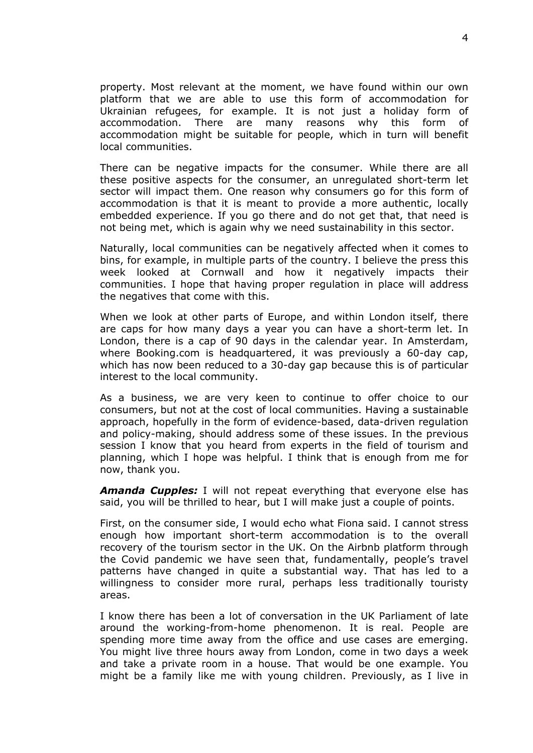property. Most relevant at the moment, we have found within our own platform that we are able to use this form of accommodation for Ukrainian refugees, for example. It is not just a holiday form of accommodation. There are many reasons why this form of accommodation might be suitable for people, which in turn will benefit local communities.

There can be negative impacts for the consumer. While there are all these positive aspects for the consumer, an unregulated short-term let sector will impact them. One reason why consumers go for this form of accommodation is that it is meant to provide a more authentic, locally embedded experience. If you go there and do not get that, that need is not being met, which is again why we need sustainability in this sector.

Naturally, local communities can be negatively affected when it comes to bins, for example, in multiple parts of the country. I believe the press this week looked at Cornwall and how it negatively impacts their communities. I hope that having proper regulation in place will address the negatives that come with this.

When we look at other parts of Europe, and within London itself, there are caps for how many days a year you can have a short-term let. In London, there is a cap of 90 days in the calendar year. In Amsterdam, where Booking.com is headquartered, it was previously a 60-day cap, which has now been reduced to a 30-day gap because this is of particular interest to the local community.

As a business, we are very keen to continue to offer choice to our consumers, but not at the cost of local communities. Having a sustainable approach, hopefully in the form of evidence-based, data-driven regulation and policy-making, should address some of these issues. In the previous session I know that you heard from experts in the field of tourism and planning, which I hope was helpful. I think that is enough from me for now, thank you.

***Amanda Cupples:*** I will not repeat everything that everyone else has said, you will be thrilled to hear, but I will make just a couple of points.

First, on the consumer side, I would echo what Fiona said. I cannot stress enough how important short-term accommodation is to the overall recovery of the tourism sector in the UK. On the Airbnb platform through the Covid pandemic we have seen that, fundamentally, people's travel patterns have changed in quite a substantial way. That has led to a willingness to consider more rural, perhaps less traditionally touristy areas.

I know there has been a lot of conversation in the UK Parliament of late around the working-from-home phenomenon. It is real. People are spending more time away from the office and use cases are emerging. You might live three hours away from London, come in two days a week and take a private room in a house. That would be one example. You might be a family like me with young children. Previously, as I live in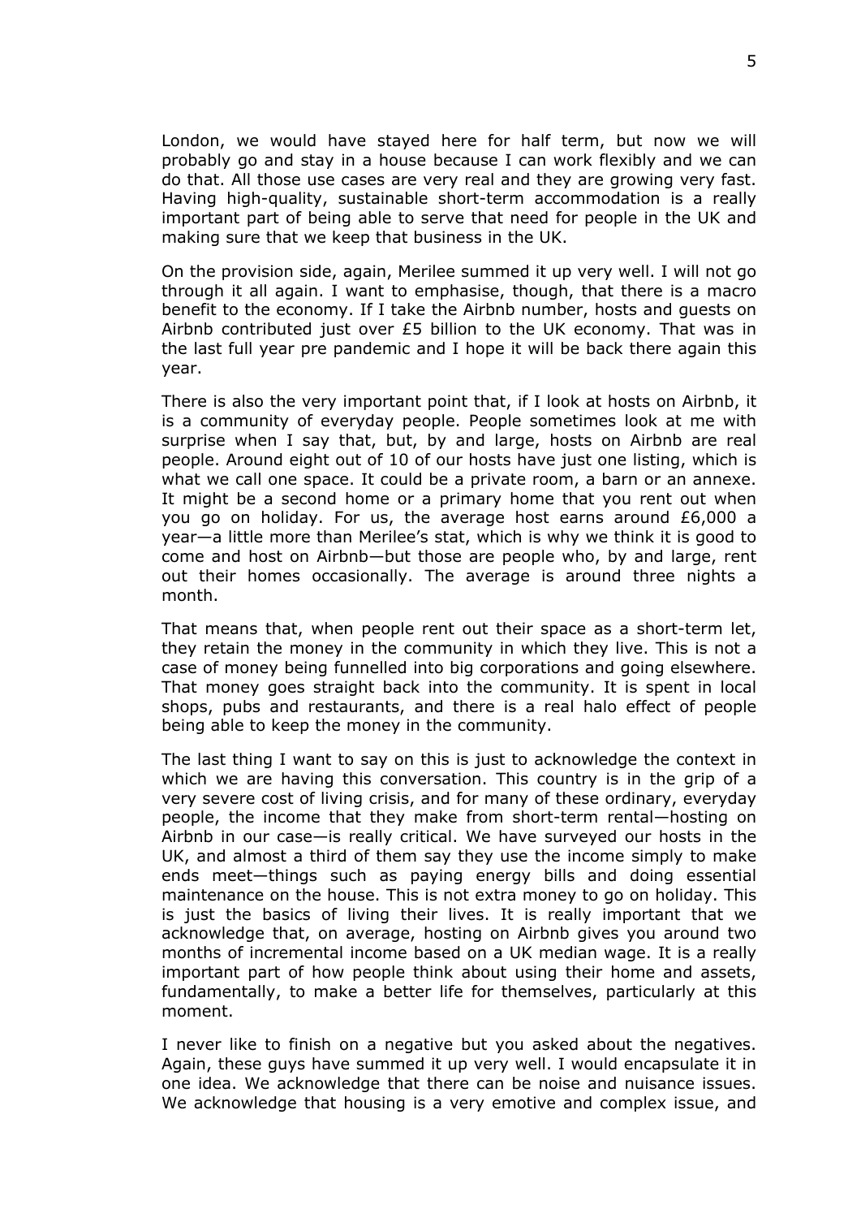London, we would have stayed here for half term, but now we will probably go and stay in a house because I can work flexibly and we can do that. All those use cases are very real and they are growing very fast. Having high-quality, sustainable short-term accommodation is a really important part of being able to serve that need for people in the UK and making sure that we keep that business in the UK.

On the provision side, again, Merilee summed it up very well. I will not go through it all again. I want to emphasise, though, that there is a macro benefit to the economy. If I take the Airbnb number, hosts and guests on Airbnb contributed just over £5 billion to the UK economy. That was in the last full year pre pandemic and I hope it will be back there again this year.

There is also the very important point that, if I look at hosts on Airbnb, it is a community of everyday people. People sometimes look at me with surprise when I say that, but, by and large, hosts on Airbnb are real people. Around eight out of 10 of our hosts have just one listing, which is what we call one space. It could be a private room, a barn or an annexe. It might be a second home or a primary home that you rent out when you go on holiday. For us, the average host earns around £6,000 a year—a little more than Merilee's stat, which is why we think it is good to come and host on Airbnb—but those are people who, by and large, rent out their homes occasionally. The average is around three nights a month.

That means that, when people rent out their space as a short-term let, they retain the money in the community in which they live. This is not a case of money being funnelled into big corporations and going elsewhere. That money goes straight back into the community. It is spent in local shops, pubs and restaurants, and there is a real halo effect of people being able to keep the money in the community.

The last thing I want to say on this is just to acknowledge the context in which we are having this conversation. This country is in the grip of a very severe cost of living crisis, and for many of these ordinary, everyday people, the income that they make from short-term rental—hosting on Airbnb in our case—is really critical. We have surveyed our hosts in the UK, and almost a third of them say they use the income simply to make ends meet—things such as paying energy bills and doing essential maintenance on the house. This is not extra money to go on holiday. This is just the basics of living their lives. It is really important that we acknowledge that, on average, hosting on Airbnb gives you around two months of incremental income based on a UK median wage. It is a really important part of how people think about using their home and assets, fundamentally, to make a better life for themselves, particularly at this moment.

I never like to finish on a negative but you asked about the negatives. Again, these guys have summed it up very well. I would encapsulate it in one idea. We acknowledge that there can be noise and nuisance issues. We acknowledge that housing is a very emotive and complex issue, and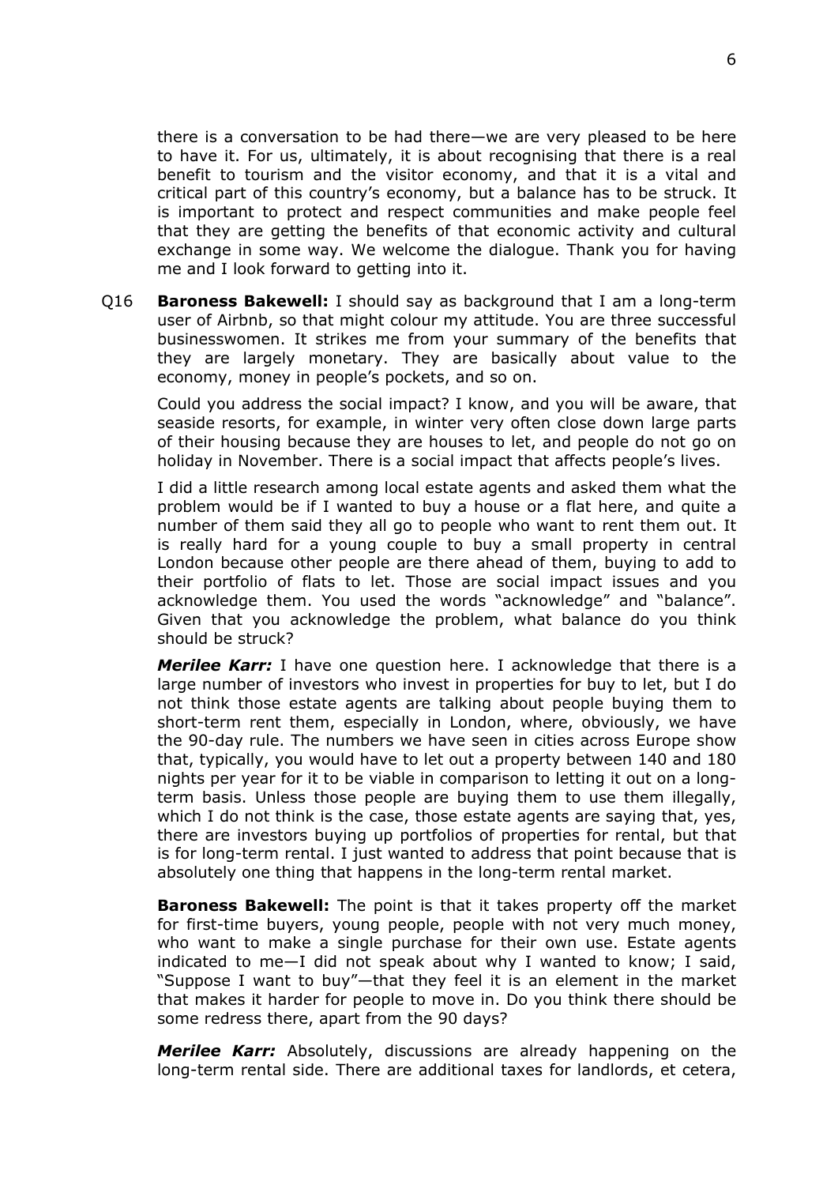there is a conversation to be had there—we are very pleased to be here to have it. For us, ultimately, it is about recognising that there is a real benefit to tourism and the visitor economy, and that it is a vital and critical part of this country's economy, but a balance has to be struck. It is important to protect and respect communities and make people feel that they are getting the benefits of that economic activity and cultural exchange in some way. We welcome the dialogue. Thank you for having me and I look forward to getting into it.

Q16 **Baroness Bakewell:** I should say as background that I am a long-term user of Airbnb, so that might colour my attitude. You are three successful businesswomen. It strikes me from your summary of the benefits that they are largely monetary. They are basically about value to the economy, money in people's pockets, and so on.

Could you address the social impact? I know, and you will be aware, that seaside resorts, for example, in winter very often close down large parts of their housing because they are houses to let, and people do not go on holiday in November. There is a social impact that affects people's lives.

I did a little research among local estate agents and asked them what the problem would be if I wanted to buy a house or a flat here, and quite a number of them said they all go to people who want to rent them out. It is really hard for a young couple to buy a small property in central London because other people are there ahead of them, buying to add to their portfolio of flats to let. Those are social impact issues and you acknowledge them. You used the words "acknowledge" and "balance". Given that you acknowledge the problem, what balance do you think should be struck?

***Merilee Karr:*** I have one question here. I acknowledge that there is a large number of investors who invest in properties for buy to let, but I do not think those estate agents are talking about people buying them to short-term rent them, especially in London, where, obviously, we have the 90-day rule. The numbers we have seen in cities across Europe show that, typically, you would have to let out a property between 140 and 180 nights per year for it to be viable in comparison to letting it out on a long-term basis. Unless those people are buying them to use them illegally, which I do not think is the case, those estate agents are saying that, yes, there are investors buying up portfolios of properties for rental, but that is for long-term rental. I just wanted to address that point because that is absolutely one thing that happens in the long-term rental market.

**Baroness Bakewell:** The point is that it takes property off the market for first-time buyers, young people, people with not very much money, who want to make a single purchase for their own use. Estate agents indicated to me—I did not speak about why I wanted to know; I said, "Suppose I want to buy"—that they feel it is an element in the market that makes it harder for people to move in. Do you think there should be some redress there, apart from the 90 days?

***Merilee Karr:*** Absolutely, discussions are already happening on the long-term rental side. There are additional taxes for landlords, et cetera,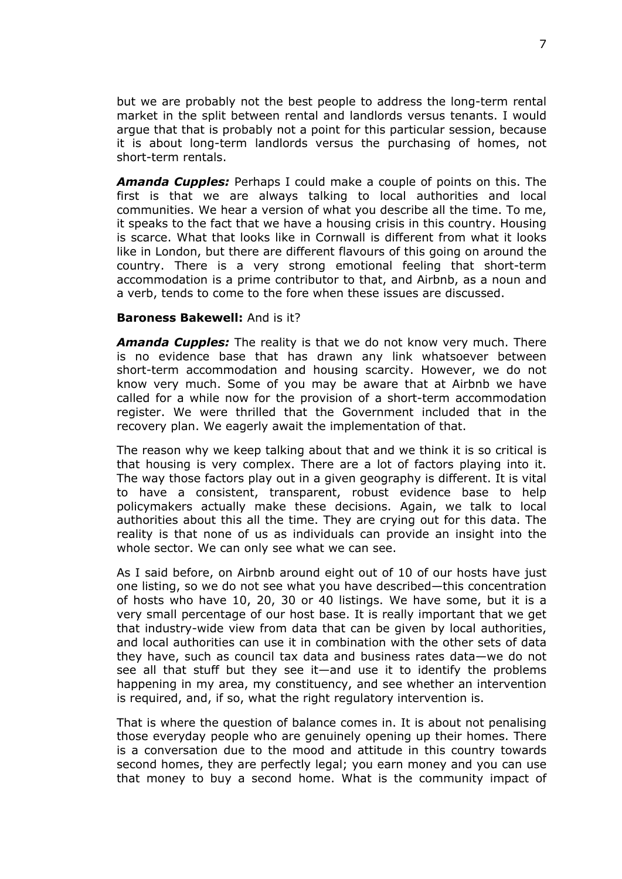but we are probably not the best people to address the long-term rental market in the split between rental and landlords versus tenants. I would argue that that is probably not a point for this particular session, because it is about long-term landlords versus the purchasing of homes, not short-term rentals.

***Amanda Cupples:*** Perhaps I could make a couple of points on this. The first is that we are always talking to local authorities and local communities. We hear a version of what you describe all the time. To me, it speaks to the fact that we have a housing crisis in this country. Housing is scarce. What that looks like in Cornwall is different from what it looks like in London, but there are different flavours of this going on around the country. There is a very strong emotional feeling that short-term accommodation is a prime contributor to that, and Airbnb, as a noun and a verb, tends to come to the fore when these issues are discussed.

**Baroness Bakewell:** And is it?

***Amanda Cupples:*** The reality is that we do not know very much. There is no evidence base that has drawn any link whatsoever between short-term accommodation and housing scarcity. However, we do not know very much. Some of you may be aware that at Airbnb we have called for a while now for the provision of a short-term accommodation register. We were thrilled that the Government included that in the recovery plan. We eagerly await the implementation of that.

The reason why we keep talking about that and we think it is so critical is that housing is very complex. There are a lot of factors playing into it. The way those factors play out in a given geography is different. It is vital to have a consistent, transparent, robust evidence base to help policymakers actually make these decisions. Again, we talk to local authorities about this all the time. They are crying out for this data. The reality is that none of us as individuals can provide an insight into the whole sector. We can only see what we can see.

As I said before, on Airbnb around eight out of 10 of our hosts have just one listing, so we do not see what you have described—this concentration of hosts who have 10, 20, 30 or 40 listings. We have some, but it is a very small percentage of our host base. It is really important that we get that industry-wide view from data that can be given by local authorities, and local authorities can use it in combination with the other sets of data they have, such as council tax data and business rates data—we do not see all that stuff but they see it—and use it to identify the problems happening in my area, my constituency, and see whether an intervention is required, and, if so, what the right regulatory intervention is.

That is where the question of balance comes in. It is about not penalising those everyday people who are genuinely opening up their homes. There is a conversation due to the mood and attitude in this country towards second homes, they are perfectly legal; you earn money and you can use that money to buy a second home. What is the community impact of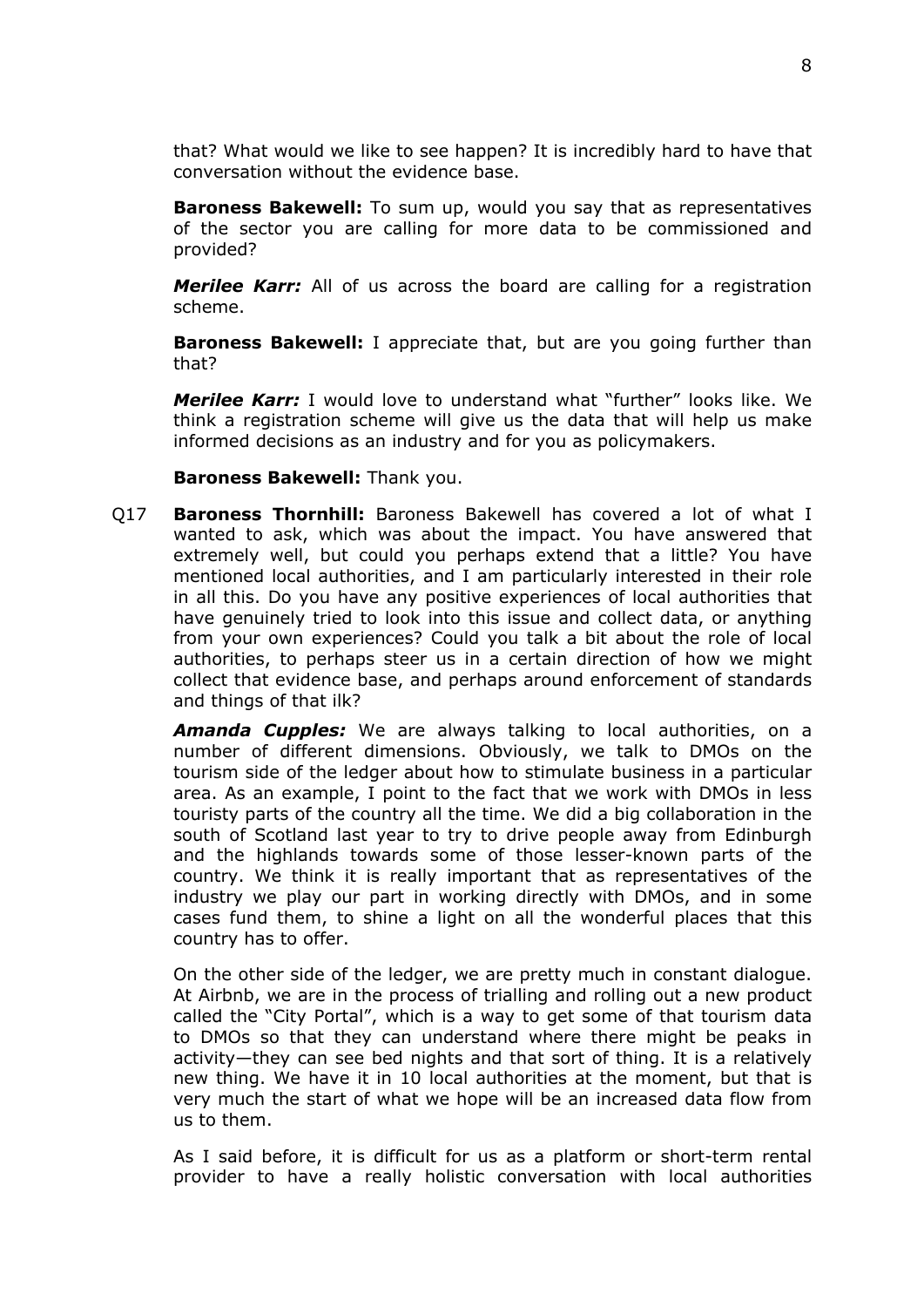that? What would we like to see happen? It is incredibly hard to have that conversation without the evidence base.

**Baroness Bakewell:** To sum up, would you say that as representatives of the sector you are calling for more data to be commissioned and provided?

***Merilee Karr:*** All of us across the board are calling for a registration scheme.

**Baroness Bakewell:** I appreciate that, but are you going further than that?

***Merilee Karr:*** I would love to understand what "further" looks like. We think a registration scheme will give us the data that will help us make informed decisions as an industry and for you as policymakers.

**Baroness Bakewell:** Thank you.

Q17 **Baroness Thornhill:** Baroness Bakewell has covered a lot of what I wanted to ask, which was about the impact. You have answered that extremely well, but could you perhaps extend that a little? You have mentioned local authorities, and I am particularly interested in their role in all this. Do you have any positive experiences of local authorities that have genuinely tried to look into this issue and collect data, or anything from your own experiences? Could you talk a bit about the role of local authorities, to perhaps steer us in a certain direction of how we might collect that evidence base, and perhaps around enforcement of standards and things of that ilk?

***Amanda Cupples:*** We are always talking to local authorities, on a number of different dimensions. Obviously, we talk to DMOs on the tourism side of the ledger about how to stimulate business in a particular area. As an example, I point to the fact that we work with DMOs in less touristy parts of the country all the time. We did a big collaboration in the south of Scotland last year to try to drive people away from Edinburgh and the highlands towards some of those lesser-known parts of the country. We think it is really important that as representatives of the industry we play our part in working directly with DMOs, and in some cases fund them, to shine a light on all the wonderful places that this country has to offer.

On the other side of the ledger, we are pretty much in constant dialogue. At Airbnb, we are in the process of trialling and rolling out a new product called the "City Portal", which is a way to get some of that tourism data to DMOs so that they can understand where there might be peaks in activity—they can see bed nights and that sort of thing. It is a relatively new thing. We have it in 10 local authorities at the moment, but that is very much the start of what we hope will be an increased data flow from us to them.

As I said before, it is difficult for us as a platform or short-term rental provider to have a really holistic conversation with local authorities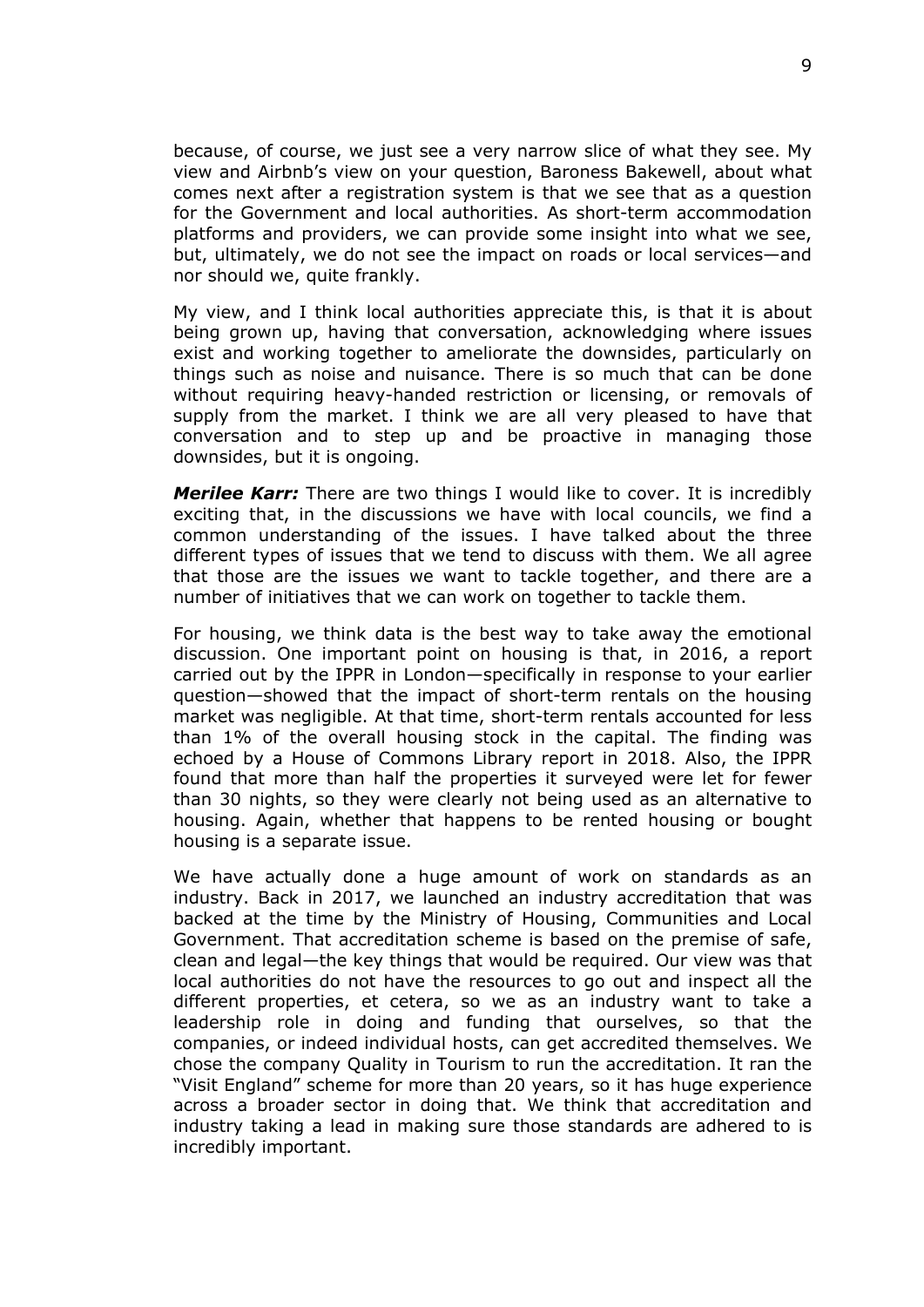because, of course, we just see a very narrow slice of what they see. My view and Airbnb's view on your question, Baroness Bakewell, about what comes next after a registration system is that we see that as a question for the Government and local authorities. As short-term accommodation platforms and providers, we can provide some insight into what we see, but, ultimately, we do not see the impact on roads or local services—and nor should we, quite frankly.

My view, and I think local authorities appreciate this, is that it is about being grown up, having that conversation, acknowledging where issues exist and working together to ameliorate the downsides, particularly on things such as noise and nuisance. There is so much that can be done without requiring heavy-handed restriction or licensing, or removals of supply from the market. I think we are all very pleased to have that conversation and to step up and be proactive in managing those downsides, but it is ongoing.

***Merilee Karr:*** There are two things I would like to cover. It is incredibly exciting that, in the discussions we have with local councils, we find a common understanding of the issues. I have talked about the three different types of issues that we tend to discuss with them. We all agree that those are the issues we want to tackle together, and there are a number of initiatives that we can work on together to tackle them.

For housing, we think data is the best way to take away the emotional discussion. One important point on housing is that, in 2016, a report carried out by the IPPR in London—specifically in response to your earlier question—showed that the impact of short-term rentals on the housing market was negligible. At that time, short-term rentals accounted for less than 1% of the overall housing stock in the capital. The finding was echoed by a House of Commons Library report in 2018. Also, the IPPR found that more than half the properties it surveyed were let for fewer than 30 nights, so they were clearly not being used as an alternative to housing. Again, whether that happens to be rented housing or bought housing is a separate issue.

We have actually done a huge amount of work on standards as an industry. Back in 2017, we launched an industry accreditation that was backed at the time by the Ministry of Housing, Communities and Local Government. That accreditation scheme is based on the premise of safe, clean and legal—the key things that would be required. Our view was that local authorities do not have the resources to go out and inspect all the different properties, et cetera, so we as an industry want to take a leadership role in doing and funding that ourselves, so that the companies, or indeed individual hosts, can get accredited themselves. We chose the company Quality in Tourism to run the accreditation. It ran the "Visit England" scheme for more than 20 years, so it has huge experience across a broader sector in doing that. We think that accreditation and industry taking a lead in making sure those standards are adhered to is incredibly important.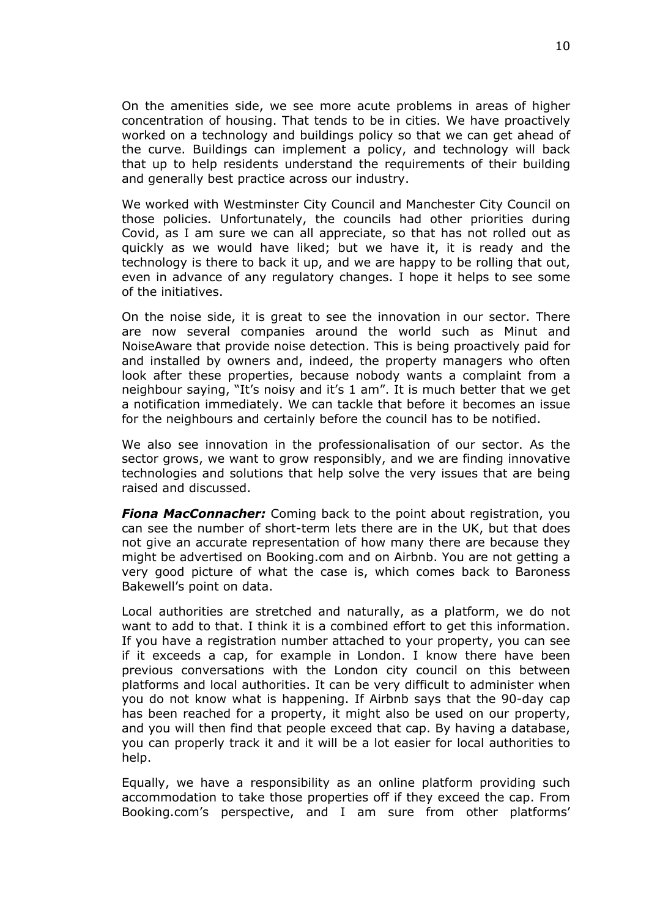On the amenities side, we see more acute problems in areas of higher concentration of housing. That tends to be in cities. We have proactively worked on a technology and buildings policy so that we can get ahead of the curve. Buildings can implement a policy, and technology will back that up to help residents understand the requirements of their building and generally best practice across our industry.

We worked with Westminster City Council and Manchester City Council on those policies. Unfortunately, the councils had other priorities during Covid, as I am sure we can all appreciate, so that has not rolled out as quickly as we would have liked; but we have it, it is ready and the technology is there to back it up, and we are happy to be rolling that out, even in advance of any regulatory changes. I hope it helps to see some of the initiatives.

On the noise side, it is great to see the innovation in our sector. There are now several companies around the world such as Minut and NoiseAware that provide noise detection. This is being proactively paid for and installed by owners and, indeed, the property managers who often look after these properties, because nobody wants a complaint from a neighbour saying, "It's noisy and it's 1 am". It is much better that we get a notification immediately. We can tackle that before it becomes an issue for the neighbours and certainly before the council has to be notified.

We also see innovation in the professionalisation of our sector. As the sector grows, we want to grow responsibly, and we are finding innovative technologies and solutions that help solve the very issues that are being raised and discussed.

***Fiona MacConnacher:*** Coming back to the point about registration, you can see the number of short-term lets there are in the UK, but that does not give an accurate representation of how many there are because they might be advertised on Booking.com and on Airbnb. You are not getting a very good picture of what the case is, which comes back to Baroness Bakewell's point on data.

Local authorities are stretched and naturally, as a platform, we do not want to add to that. I think it is a combined effort to get this information. If you have a registration number attached to your property, you can see if it exceeds a cap, for example in London. I know there have been previous conversations with the London city council on this between platforms and local authorities. It can be very difficult to administer when you do not know what is happening. If Airbnb says that the 90-day cap has been reached for a property, it might also be used on our property, and you will then find that people exceed that cap. By having a database, you can properly track it and it will be a lot easier for local authorities to help.

Equally, we have a responsibility as an online platform providing such accommodation to take those properties off if they exceed the cap. From Booking.com's perspective, and I am sure from other platforms'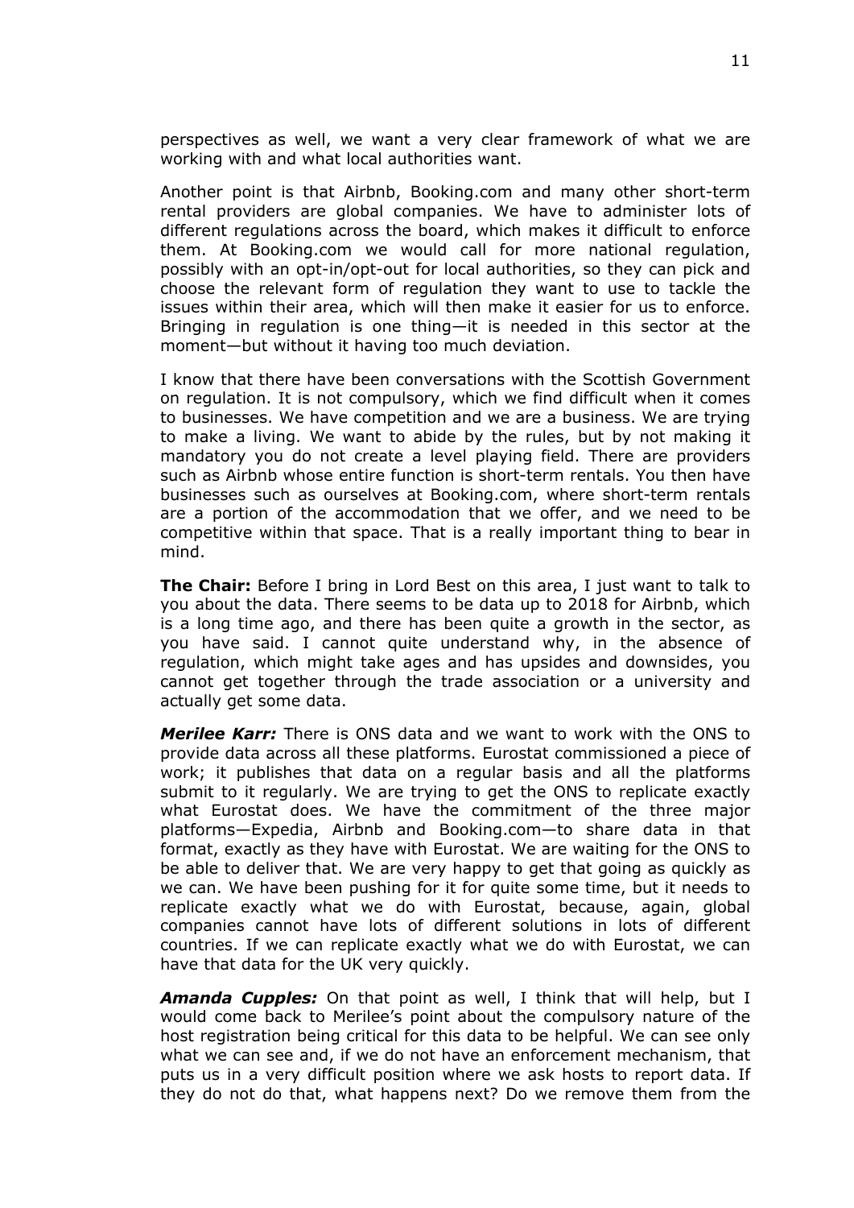perspectives as well, we want a very clear framework of what we are working with and what local authorities want.

Another point is that Airbnb, Booking.com and many other short-term rental providers are global companies. We have to administer lots of different regulations across the board, which makes it difficult to enforce them. At Booking.com we would call for more national regulation, possibly with an opt-in/opt-out for local authorities, so they can pick and choose the relevant form of regulation they want to use to tackle the issues within their area, which will then make it easier for us to enforce. Bringing in regulation is one thing—it is needed in this sector at the moment—but without it having too much deviation.

I know that there have been conversations with the Scottish Government on regulation. It is not compulsory, which we find difficult when it comes to businesses. We have competition and we are a business. We are trying to make a living. We want to abide by the rules, but by not making it mandatory you do not create a level playing field. There are providers such as Airbnb whose entire function is short-term rentals. You then have businesses such as ourselves at Booking.com, where short-term rentals are a portion of the accommodation that we offer, and we need to be competitive within that space. That is a really important thing to bear in mind.

**The Chair:** Before I bring in Lord Best on this area, I just want to talk to you about the data. There seems to be data up to 2018 for Airbnb, which is a long time ago, and there has been quite a growth in the sector, as you have said. I cannot quite understand why, in the absence of regulation, which might take ages and has upsides and downsides, you cannot get together through the trade association or a university and actually get some data.

***Merilee Karr:*** There is ONS data and we want to work with the ONS to provide data across all these platforms. Eurostat commissioned a piece of work; it publishes that data on a regular basis and all the platforms submit to it regularly. We are trying to get the ONS to replicate exactly what Eurostat does. We have the commitment of the three major platforms—Expedia, Airbnb and Booking.com—to share data in that format, exactly as they have with Eurostat. We are waiting for the ONS to be able to deliver that. We are very happy to get that going as quickly as we can. We have been pushing for it for quite some time, but it needs to replicate exactly what we do with Eurostat, because, again, global companies cannot have lots of different solutions in lots of different countries. If we can replicate exactly what we do with Eurostat, we can have that data for the UK very quickly.

***Amanda Cupples:*** On that point as well, I think that will help, but I would come back to Merilee's point about the compulsory nature of the host registration being critical for this data to be helpful. We can see only what we can see and, if we do not have an enforcement mechanism, that puts us in a very difficult position where we ask hosts to report data. If they do not do that, what happens next? Do we remove them from the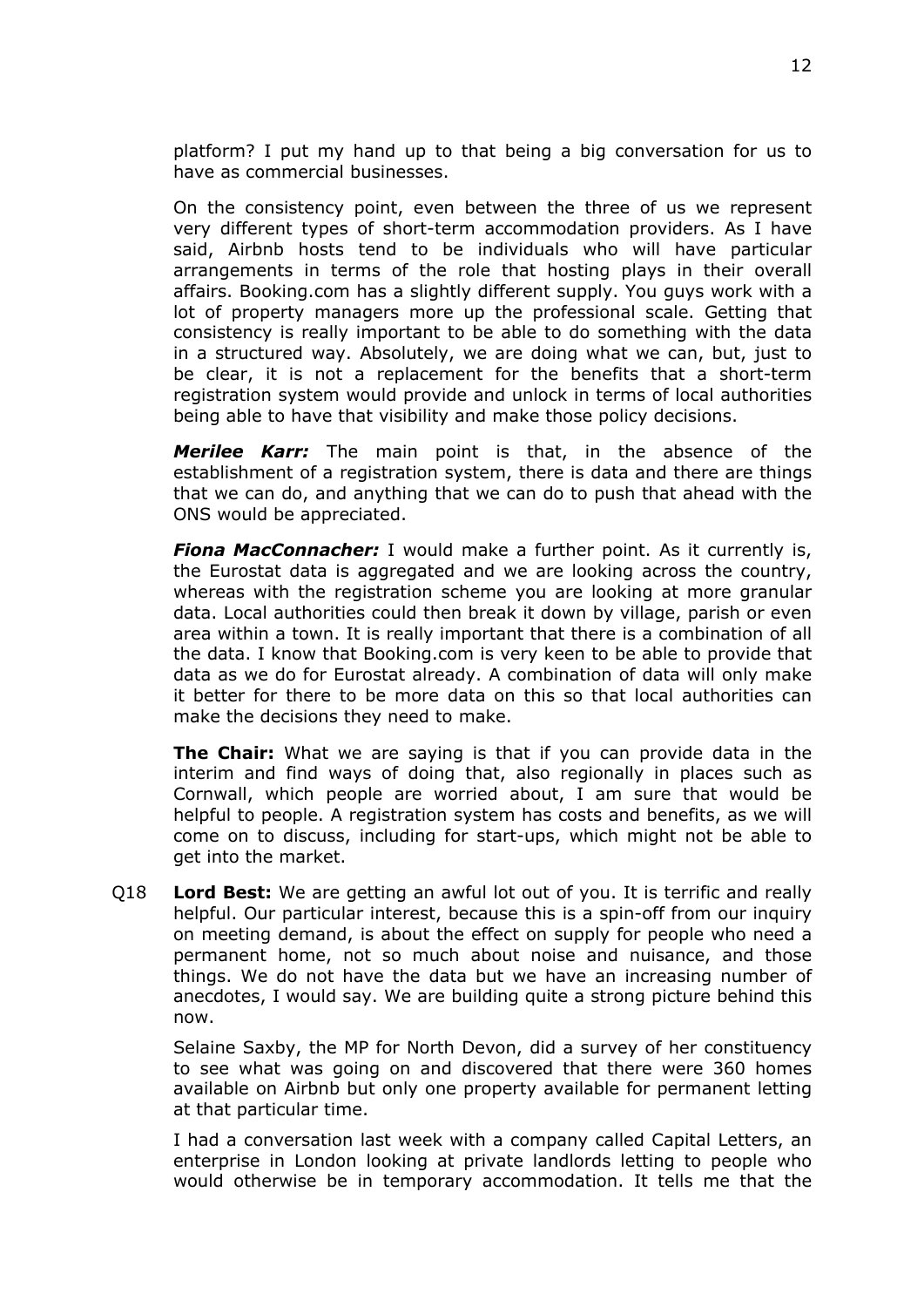platform? I put my hand up to that being a big conversation for us to have as commercial businesses.

On the consistency point, even between the three of us we represent very different types of short-term accommodation providers. As I have said, Airbnb hosts tend to be individuals who will have particular arrangements in terms of the role that hosting plays in their overall affairs. Booking.com has a slightly different supply. You guys work with a lot of property managers more up the professional scale. Getting that consistency is really important to be able to do something with the data in a structured way. Absolutely, we are doing what we can, but, just to be clear, it is not a replacement for the benefits that a short-term registration system would provide and unlock in terms of local authorities being able to have that visibility and make those policy decisions.

***Merilee Karr:*** The main point is that, in the absence of the establishment of a registration system, there is data and there are things that we can do, and anything that we can do to push that ahead with the ONS would be appreciated.

***Fiona MacConnacher:*** I would make a further point. As it currently is, the Eurostat data is aggregated and we are looking across the country, whereas with the registration scheme you are looking at more granular data. Local authorities could then break it down by village, parish or even area within a town. It is really important that there is a combination of all the data. I know that Booking.com is very keen to be able to provide that data as we do for Eurostat already. A combination of data will only make it better for there to be more data on this so that local authorities can make the decisions they need to make.

**The Chair:** What we are saying is that if you can provide data in the interim and find ways of doing that, also regionally in places such as Cornwall, which people are worried about, I am sure that would be helpful to people. A registration system has costs and benefits, as we will come on to discuss, including for start-ups, which might not be able to get into the market.

Q18 **Lord Best:** We are getting an awful lot out of you. It is terrific and really helpful. Our particular interest, because this is a spin-off from our inquiry on meeting demand, is about the effect on supply for people who need a permanent home, not so much about noise and nuisance, and those things. We do not have the data but we have an increasing number of anecdotes, I would say. We are building quite a strong picture behind this now.

Selaine Saxby, the MP for North Devon, did a survey of her constituency to see what was going on and discovered that there were 360 homes available on Airbnb but only one property available for permanent letting at that particular time.

I had a conversation last week with a company called Capital Letters, an enterprise in London looking at private landlords letting to people who would otherwise be in temporary accommodation. It tells me that the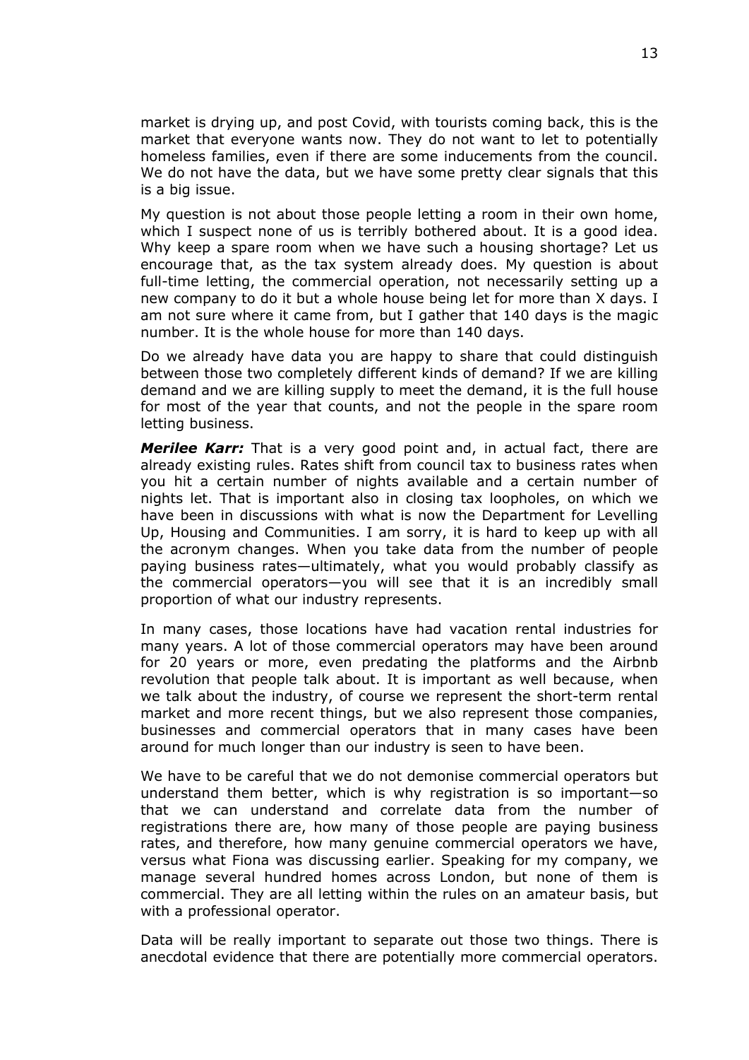market is drying up, and post Covid, with tourists coming back, this is the market that everyone wants now. They do not want to let to potentially homeless families, even if there are some inducements from the council. We do not have the data, but we have some pretty clear signals that this is a big issue.

My question is not about those people letting a room in their own home, which I suspect none of us is terribly bothered about. It is a good idea. Why keep a spare room when we have such a housing shortage? Let us encourage that, as the tax system already does. My question is about full-time letting, the commercial operation, not necessarily setting up a new company to do it but a whole house being let for more than X days. I am not sure where it came from, but I gather that 140 days is the magic number. It is the whole house for more than 140 days.

Do we already have data you are happy to share that could distinguish between those two completely different kinds of demand? If we are killing demand and we are killing supply to meet the demand, it is the full house for most of the year that counts, and not the people in the spare room letting business.

***Merilee Karr:*** That is a very good point and, in actual fact, there are already existing rules. Rates shift from council tax to business rates when you hit a certain number of nights available and a certain number of nights let. That is important also in closing tax loopholes, on which we have been in discussions with what is now the Department for Levelling Up, Housing and Communities. I am sorry, it is hard to keep up with all the acronym changes. When you take data from the number of people paying business rates—ultimately, what you would probably classify as the commercial operators—you will see that it is an incredibly small proportion of what our industry represents.

In many cases, those locations have had vacation rental industries for many years. A lot of those commercial operators may have been around for 20 years or more, even predating the platforms and the Airbnb revolution that people talk about. It is important as well because, when we talk about the industry, of course we represent the short-term rental market and more recent things, but we also represent those companies, businesses and commercial operators that in many cases have been around for much longer than our industry is seen to have been.

We have to be careful that we do not demonise commercial operators but understand them better, which is why registration is so important—so that we can understand and correlate data from the number of registrations there are, how many of those people are paying business rates, and therefore, how many genuine commercial operators we have, versus what Fiona was discussing earlier. Speaking for my company, we manage several hundred homes across London, but none of them is commercial. They are all letting within the rules on an amateur basis, but with a professional operator.

Data will be really important to separate out those two things. There is anecdotal evidence that there are potentially more commercial operators.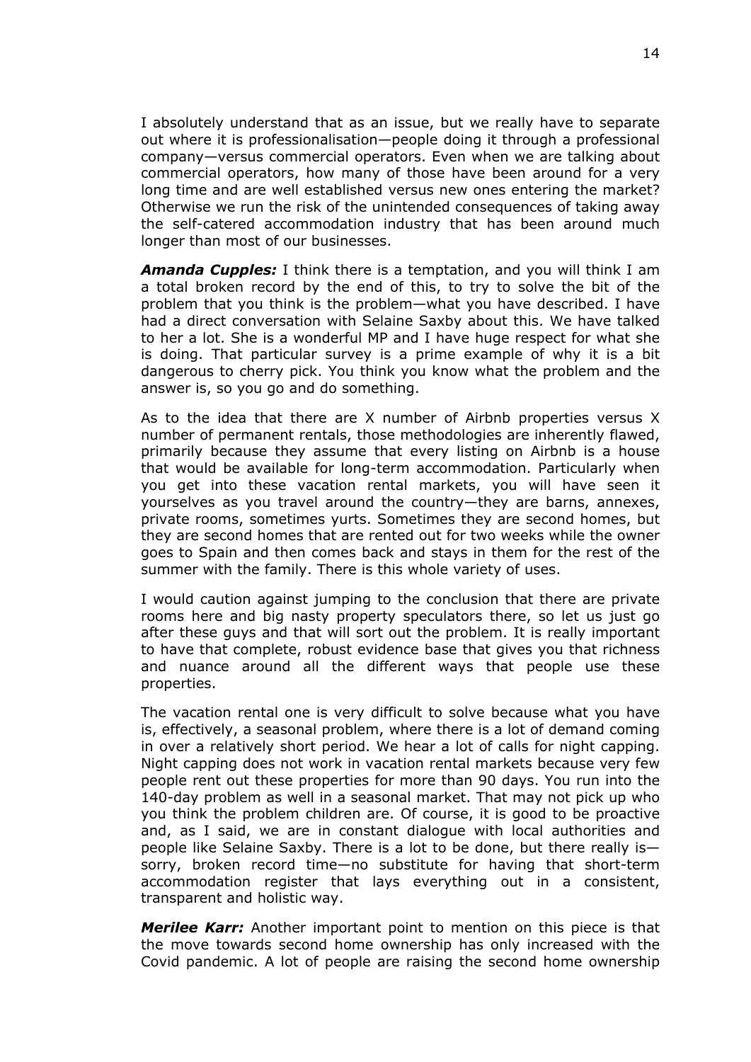I absolutely understand that as an issue, but we really have to separate out where it is professionalisation—people doing it through a professional company—versus commercial operators. Even when we are talking about commercial operators, how many of those have been around for a very long time and are well established versus new ones entering the market? Otherwise we run the risk of the unintended consequences of taking away the self-catered accommodation industry that has been around much longer than most of our businesses.

***Amanda Cupples:*** I think there is a temptation, and you will think I am a total broken record by the end of this, to try to solve the bit of the problem that you think is the problem—what you have described. I have had a direct conversation with Selaine Saxby about this. We have talked to her a lot. She is a wonderful MP and I have huge respect for what she is doing. That particular survey is a prime example of why it is a bit dangerous to cherry pick. You think you know what the problem and the answer is, so you go and do something.

As to the idea that there are X number of Airbnb properties versus X number of permanent rentals, those methodologies are inherently flawed, primarily because they assume that every listing on Airbnb is a house that would be available for long-term accommodation. Particularly when you get into these vacation rental markets, you will have seen it yourselves as you travel around the country—they are barns, annexes, private rooms, sometimes yurts. Sometimes they are second homes, but they are second homes that are rented out for two weeks while the owner goes to Spain and then comes back and stays in them for the rest of the summer with the family. There is this whole variety of uses.

I would caution against jumping to the conclusion that there are private rooms here and big nasty property speculators there, so let us just go after these guys and that will sort out the problem. It is really important to have that complete, robust evidence base that gives you that richness and nuance around all the different ways that people use these properties.

The vacation rental one is very difficult to solve because what you have is, effectively, a seasonal problem, where there is a lot of demand coming in over a relatively short period. We hear a lot of calls for night capping. Night capping does not work in vacation rental markets because very few people rent out these properties for more than 90 days. You run into the 140-day problem as well in a seasonal market. That may not pick up who you think the problem children are. Of course, it is good to be proactive and, as I said, we are in constant dialogue with local authorities and people like Selaine Saxby. There is a lot to be done, but there really is—sorry, broken record time—no substitute for having that short-term accommodation register that lays everything out in a consistent, transparent and holistic way.

***Merilee Karr:*** Another important point to mention on this piece is that the move towards second home ownership has only increased with the Covid pandemic. A lot of people are raising the second home ownership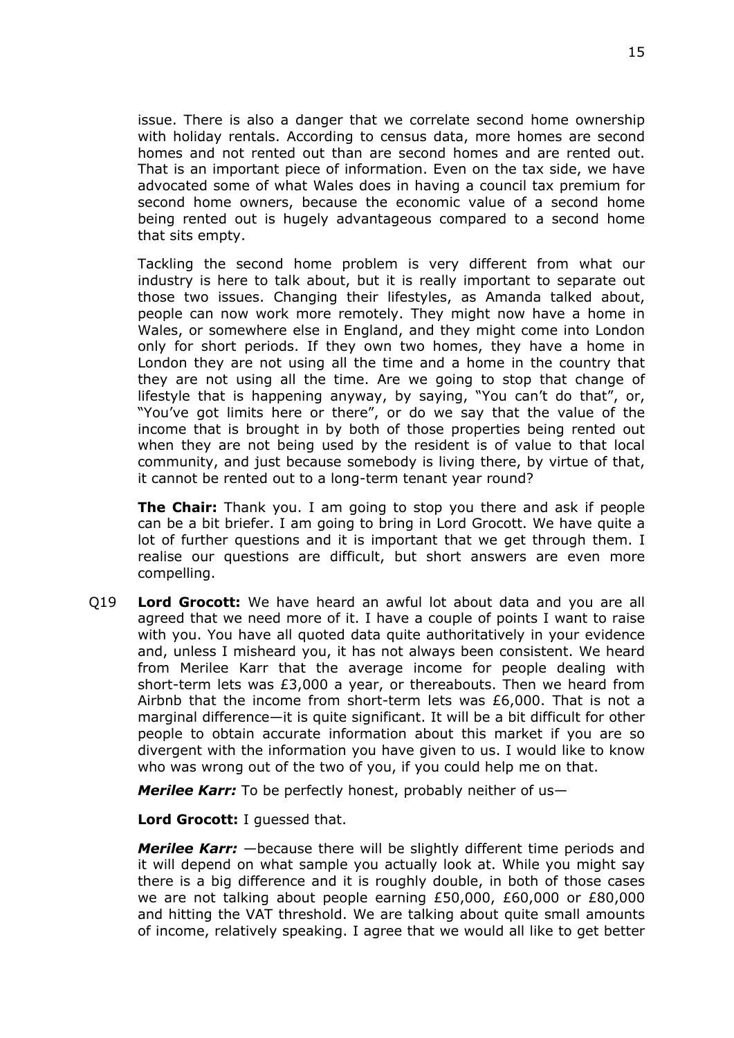issue. There is also a danger that we correlate second home ownership with holiday rentals. According to census data, more homes are second homes and not rented out than are second homes and are rented out. That is an important piece of information. Even on the tax side, we have advocated some of what Wales does in having a council tax premium for second home owners, because the economic value of a second home being rented out is hugely advantageous compared to a second home that sits empty.

Tackling the second home problem is very different from what our industry is here to talk about, but it is really important to separate out those two issues. Changing their lifestyles, as Amanda talked about, people can now work more remotely. They might now have a home in Wales, or somewhere else in England, and they might come into London only for short periods. If they own two homes, they have a home in London they are not using all the time and a home in the country that they are not using all the time. Are we going to stop that change of lifestyle that is happening anyway, by saying, "You can't do that", or, "You've got limits here or there", or do we say that the value of the income that is brought in by both of those properties being rented out when they are not being used by the resident is of value to that local community, and just because somebody is living there, by virtue of that, it cannot be rented out to a long-term tenant year round?

**The Chair:** Thank you. I am going to stop you there and ask if people can be a bit briefer. I am going to bring in Lord Grocott. We have quite a lot of further questions and it is important that we get through them. I realise our questions are difficult, but short answers are even more compelling.

Q19 **Lord Grocott:** We have heard an awful lot about data and you are all agreed that we need more of it. I have a couple of points I want to raise with you. You have all quoted data quite authoritatively in your evidence and, unless I misheard you, it has not always been consistent. We heard from Merilee Karr that the average income for people dealing with short-term lets was £3,000 a year, or thereabouts. Then we heard from Airbnb that the income from short-term lets was £6,000. That is not a marginal difference—it is quite significant. It will be a bit difficult for other people to obtain accurate information about this market if you are so divergent with the information you have given to us. I would like to know who was wrong out of the two of you, if you could help me on that.

***Merilee Karr:*** To be perfectly honest, probably neither of us—

**Lord Grocott:** I guessed that.

***Merilee Karr:*** —because there will be slightly different time periods and it will depend on what sample you actually look at. While you might say there is a big difference and it is roughly double, in both of those cases we are not talking about people earning £50,000, £60,000 or £80,000 and hitting the VAT threshold. We are talking about quite small amounts of income, relatively speaking. I agree that we would all like to get better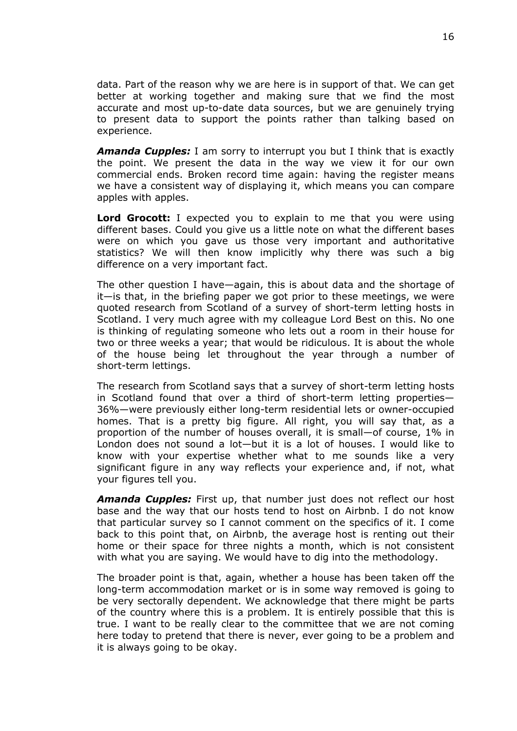data. Part of the reason why we are here is in support of that. We can get better at working together and making sure that we find the most accurate and most up-to-date data sources, but we are genuinely trying to present data to support the points rather than talking based on experience.

***Amanda Cupples:*** I am sorry to interrupt you but I think that is exactly the point. We present the data in the way we view it for our own commercial ends. Broken record time again: having the register means we have a consistent way of displaying it, which means you can compare apples with apples.

**Lord Grocott:** I expected you to explain to me that you were using different bases. Could you give us a little note on what the different bases were on which you gave us those very important and authoritative statistics? We will then know implicitly why there was such a big difference on a very important fact.

The other question I have—again, this is about data and the shortage of it—is that, in the briefing paper we got prior to these meetings, we were quoted research from Scotland of a survey of short-term letting hosts in Scotland. I very much agree with my colleague Lord Best on this. No one is thinking of regulating someone who lets out a room in their house for two or three weeks a year; that would be ridiculous. It is about the whole of the house being let throughout the year through a number of short-term lettings.

The research from Scotland says that a survey of short-term letting hosts in Scotland found that over a third of short-term letting properties—36%—were previously either long-term residential lets or owner-occupied homes. That is a pretty big figure. All right, you will say that, as a proportion of the number of houses overall, it is small—of course, 1% in London does not sound a lot—but it is a lot of houses. I would like to know with your expertise whether what to me sounds like a very significant figure in any way reflects your experience and, if not, what your figures tell you.

***Amanda Cupples:*** First up, that number just does not reflect our host base and the way that our hosts tend to host on Airbnb. I do not know that particular survey so I cannot comment on the specifics of it. I come back to this point that, on Airbnb, the average host is renting out their home or their space for three nights a month, which is not consistent with what you are saying. We would have to dig into the methodology.

The broader point is that, again, whether a house has been taken off the long-term accommodation market or is in some way removed is going to be very sectorally dependent. We acknowledge that there might be parts of the country where this is a problem. It is entirely possible that this is true. I want to be really clear to the committee that we are not coming here today to pretend that there is never, ever going to be a problem and it is always going to be okay.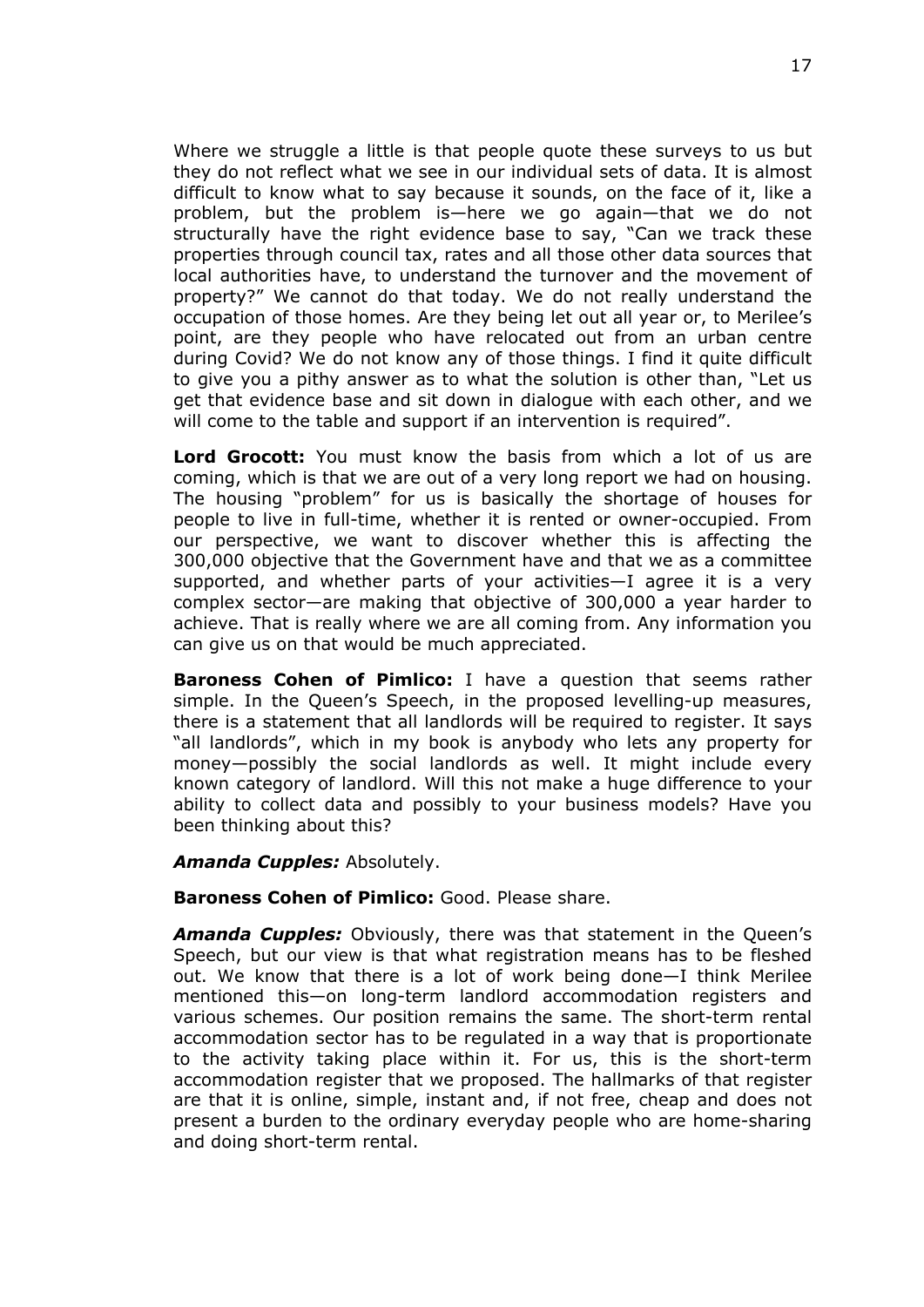Where we struggle a little is that people quote these surveys to us but they do not reflect what we see in our individual sets of data. It is almost difficult to know what to say because it sounds, on the face of it, like a problem, but the problem is—here we go again—that we do not structurally have the right evidence base to say, "Can we track these properties through council tax, rates and all those other data sources that local authorities have, to understand the turnover and the movement of property?" We cannot do that today. We do not really understand the occupation of those homes. Are they being let out all year or, to Merilee's point, are they people who have relocated out from an urban centre during Covid? We do not know any of those things. I find it quite difficult to give you a pithy answer as to what the solution is other than, "Let us get that evidence base and sit down in dialogue with each other, and we will come to the table and support if an intervention is required".

**Lord Grocott:** You must know the basis from which a lot of us are coming, which is that we are out of a very long report we had on housing. The housing "problem" for us is basically the shortage of houses for people to live in full-time, whether it is rented or owner-occupied. From our perspective, we want to discover whether this is affecting the 300,000 objective that the Government have and that we as a committee supported, and whether parts of your activities—I agree it is a very complex sector—are making that objective of 300,000 a year harder to achieve. That is really where we are all coming from. Any information you can give us on that would be much appreciated.

**Baroness Cohen of Pimlico:** I have a question that seems rather simple. In the Queen's Speech, in the proposed levelling-up measures, there is a statement that all landlords will be required to register. It says "all landlords", which in my book is anybody who lets any property for money—possibly the social landlords as well. It might include every known category of landlord. Will this not make a huge difference to your ability to collect data and possibly to your business models? Have you been thinking about this?

***Amanda Cupples:*** Absolutely.

**Baroness Cohen of Pimlico:** Good. Please share.

***Amanda Cupples:*** Obviously, there was that statement in the Queen's Speech, but our view is that what registration means has to be fleshed out. We know that there is a lot of work being done—I think Merilee mentioned this—on long-term landlord accommodation registers and various schemes. Our position remains the same. The short-term rental accommodation sector has to be regulated in a way that is proportionate to the activity taking place within it. For us, this is the short-term accommodation register that we proposed. The hallmarks of that register are that it is online, simple, instant and, if not free, cheap and does not present a burden to the ordinary everyday people who are home-sharing and doing short-term rental.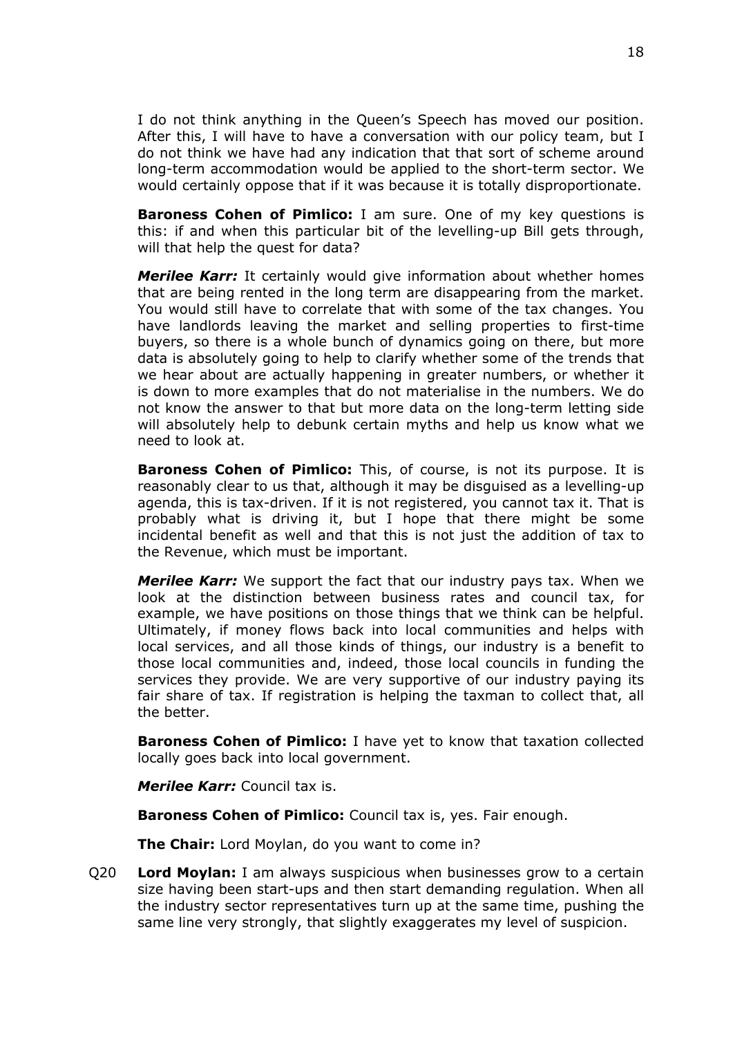I do not think anything in the Queen's Speech has moved our position. After this, I will have to have a conversation with our policy team, but I do not think we have had any indication that that sort of scheme around long-term accommodation would be applied to the short-term sector. We would certainly oppose that if it was because it is totally disproportionate.

**Baroness Cohen of Pimlico:** I am sure. One of my key questions is this: if and when this particular bit of the levelling-up Bill gets through, will that help the quest for data?

***Merilee Karr:*** It certainly would give information about whether homes that are being rented in the long term are disappearing from the market. You would still have to correlate that with some of the tax changes. You have landlords leaving the market and selling properties to first-time buyers, so there is a whole bunch of dynamics going on there, but more data is absolutely going to help to clarify whether some of the trends that we hear about are actually happening in greater numbers, or whether it is down to more examples that do not materialise in the numbers. We do not know the answer to that but more data on the long-term letting side will absolutely help to debunk certain myths and help us know what we need to look at.

**Baroness Cohen of Pimlico:** This, of course, is not its purpose. It is reasonably clear to us that, although it may be disguised as a levelling-up agenda, this is tax-driven. If it is not registered, you cannot tax it. That is probably what is driving it, but I hope that there might be some incidental benefit as well and that this is not just the addition of tax to the Revenue, which must be important.

***Merilee Karr:*** We support the fact that our industry pays tax. When we look at the distinction between business rates and council tax, for example, we have positions on those things that we think can be helpful. Ultimately, if money flows back into local communities and helps with local services, and all those kinds of things, our industry is a benefit to those local communities and, indeed, those local councils in funding the services they provide. We are very supportive of our industry paying its fair share of tax. If registration is helping the taxman to collect that, all the better.

**Baroness Cohen of Pimlico:** I have yet to know that taxation collected locally goes back into local government.

***Merilee Karr:*** Council tax is.

**Baroness Cohen of Pimlico:** Council tax is, yes. Fair enough.

**The Chair:** Lord Moylan, do you want to come in?

Q20 **Lord Moylan:** I am always suspicious when businesses grow to a certain size having been start-ups and then start demanding regulation. When all the industry sector representatives turn up at the same time, pushing the same line very strongly, that slightly exaggerates my level of suspicion.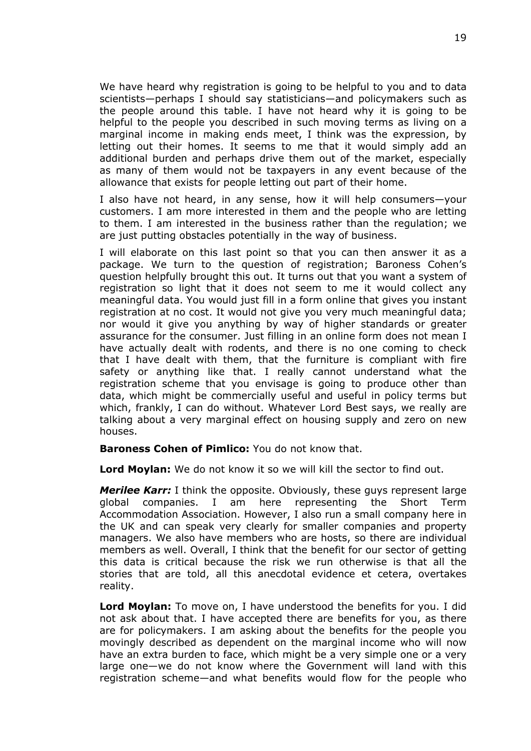We have heard why registration is going to be helpful to you and to data scientists—perhaps I should say statisticians—and policymakers such as the people around this table. I have not heard why it is going to be helpful to the people you described in such moving terms as living on a marginal income in making ends meet, I think was the expression, by letting out their homes. It seems to me that it would simply add an additional burden and perhaps drive them out of the market, especially as many of them would not be taxpayers in any event because of the allowance that exists for people letting out part of their home.

I also have not heard, in any sense, how it will help consumers—your customers. I am more interested in them and the people who are letting to them. I am interested in the business rather than the regulation; we are just putting obstacles potentially in the way of business.

I will elaborate on this last point so that you can then answer it as a package. We turn to the question of registration; Baroness Cohen's question helpfully brought this out. It turns out that you want a system of registration so light that it does not seem to me it would collect any meaningful data. You would just fill in a form online that gives you instant registration at no cost. It would not give you very much meaningful data; nor would it give you anything by way of higher standards or greater assurance for the consumer. Just filling in an online form does not mean I have actually dealt with rodents, and there is no one coming to check that I have dealt with them, that the furniture is compliant with fire safety or anything like that. I really cannot understand what the registration scheme that you envisage is going to produce other than data, which might be commercially useful and useful in policy terms but which, frankly, I can do without. Whatever Lord Best says, we really are talking about a very marginal effect on housing supply and zero on new houses.

**Baroness Cohen of Pimlico:** You do not know that.

**Lord Moylan:** We do not know it so we will kill the sector to find out.

***Merilee Karr:*** I think the opposite. Obviously, these guys represent large global companies. I am here representing the Short Term Accommodation Association. However, I also run a small company here in the UK and can speak very clearly for smaller companies and property managers. We also have members who are hosts, so there are individual members as well. Overall, I think that the benefit for our sector of getting this data is critical because the risk we run otherwise is that all the stories that are told, all this anecdotal evidence et cetera, overtakes reality.

**Lord Moylan:** To move on, I have understood the benefits for you. I did not ask about that. I have accepted there are benefits for you, as there are for policymakers. I am asking about the benefits for the people you movingly described as dependent on the marginal income who will now have an extra burden to face, which might be a very simple one or a very large one—we do not know where the Government will land with this registration scheme—and what benefits would flow for the people who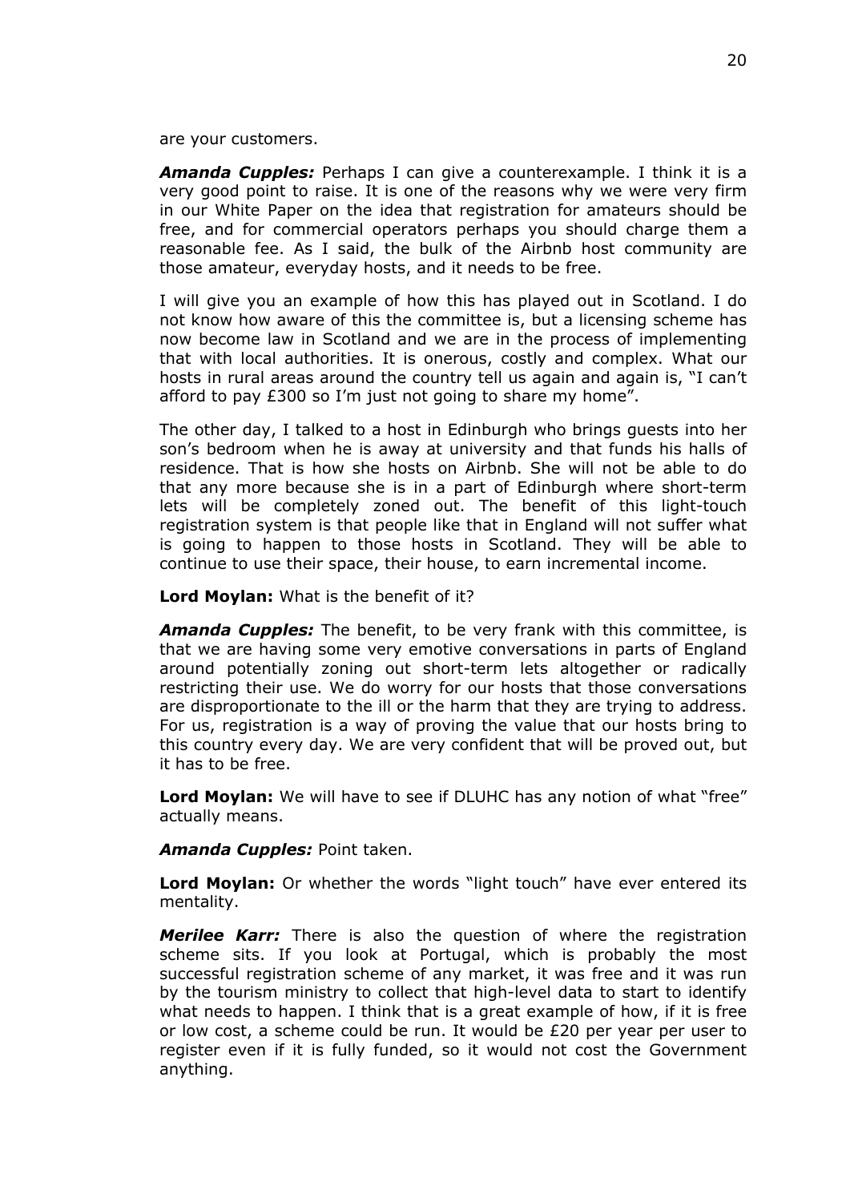are your customers.

***Amanda Cupples:*** Perhaps I can give a counterexample. I think it is a very good point to raise. It is one of the reasons why we were very firm in our White Paper on the idea that registration for amateurs should be free, and for commercial operators perhaps you should charge them a reasonable fee. As I said, the bulk of the Airbnb host community are those amateur, everyday hosts, and it needs to be free.

I will give you an example of how this has played out in Scotland. I do not know how aware of this the committee is, but a licensing scheme has now become law in Scotland and we are in the process of implementing that with local authorities. It is onerous, costly and complex. What our hosts in rural areas around the country tell us again and again is, "I can't afford to pay £300 so I'm just not going to share my home".

The other day, I talked to a host in Edinburgh who brings guests into her son's bedroom when he is away at university and that funds his halls of residence. That is how she hosts on Airbnb. She will not be able to do that any more because she is in a part of Edinburgh where short-term lets will be completely zoned out. The benefit of this light-touch registration system is that people like that in England will not suffer what is going to happen to those hosts in Scotland. They will be able to continue to use their space, their house, to earn incremental income.

**Lord Moylan:** What is the benefit of it?

***Amanda Cupples:*** The benefit, to be very frank with this committee, is that we are having some very emotive conversations in parts of England around potentially zoning out short-term lets altogether or radically restricting their use. We do worry for our hosts that those conversations are disproportionate to the ill or the harm that they are trying to address. For us, registration is a way of proving the value that our hosts bring to this country every day. We are very confident that will be proved out, but it has to be free.

**Lord Moylan:** We will have to see if DLUHC has any notion of what "free" actually means.

***Amanda Cupples:*** Point taken.

**Lord Moylan:** Or whether the words "light touch" have ever entered its mentality.

***Merilee Karr:*** There is also the question of where the registration scheme sits. If you look at Portugal, which is probably the most successful registration scheme of any market, it was free and it was run by the tourism ministry to collect that high-level data to start to identify what needs to happen. I think that is a great example of how, if it is free or low cost, a scheme could be run. It would be £20 per year per user to register even if it is fully funded, so it would not cost the Government anything.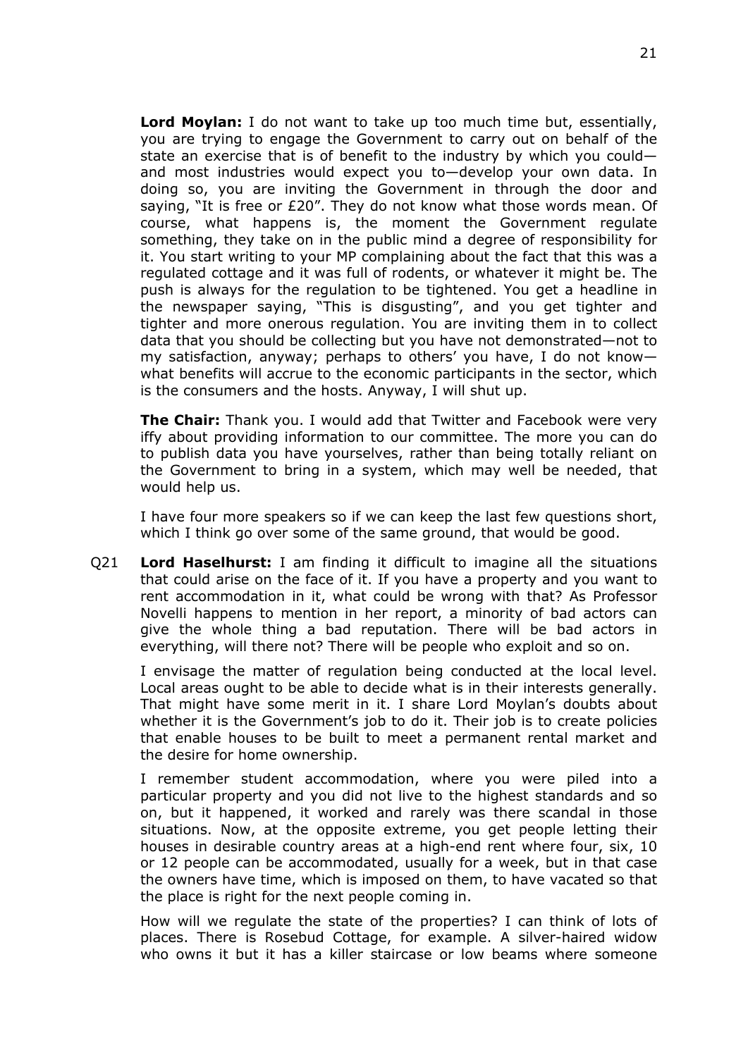**Lord Moylan:** I do not want to take up too much time but, essentially, you are trying to engage the Government to carry out on behalf of the state an exercise that is of benefit to the industry by which you could—and most industries would expect you to—develop your own data. In doing so, you are inviting the Government in through the door and saying, "It is free or £20". They do not know what those words mean. Of course, what happens is, the moment the Government regulate something, they take on in the public mind a degree of responsibility for it. You start writing to your MP complaining about the fact that this was a regulated cottage and it was full of rodents, or whatever it might be. The push is always for the regulation to be tightened. You get a headline in the newspaper saying, "This is disgusting", and you get tighter and tighter and more onerous regulation. You are inviting them in to collect data that you should be collecting but you have not demonstrated—not to my satisfaction, anyway; perhaps to others' you have, I do not know—what benefits will accrue to the economic participants in the sector, which is the consumers and the hosts. Anyway, I will shut up.

**The Chair:** Thank you. I would add that Twitter and Facebook were very iffy about providing information to our committee. The more you can do to publish data you have yourselves, rather than being totally reliant on the Government to bring in a system, which may well be needed, that would help us.

I have four more speakers so if we can keep the last few questions short, which I think go over some of the same ground, that would be good.

Q21 **Lord Haselhurst:** I am finding it difficult to imagine all the situations that could arise on the face of it. If you have a property and you want to rent accommodation in it, what could be wrong with that? As Professor Novelli happens to mention in her report, a minority of bad actors can give the whole thing a bad reputation. There will be bad actors in everything, will there not? There will be people who exploit and so on.

I envisage the matter of regulation being conducted at the local level. Local areas ought to be able to decide what is in their interests generally. That might have some merit in it. I share Lord Moylan's doubts about whether it is the Government's job to do it. Their job is to create policies that enable houses to be built to meet a permanent rental market and the desire for home ownership.

I remember student accommodation, where you were piled into a particular property and you did not live to the highest standards and so on, but it happened, it worked and rarely was there scandal in those situations. Now, at the opposite extreme, you get people letting their houses in desirable country areas at a high-end rent where four, six, 10 or 12 people can be accommodated, usually for a week, but in that case the owners have time, which is imposed on them, to have vacated so that the place is right for the next people coming in.

How will we regulate the state of the properties? I can think of lots of places. There is Rosebud Cottage, for example. A silver-haired widow who owns it but it has a killer staircase or low beams where someone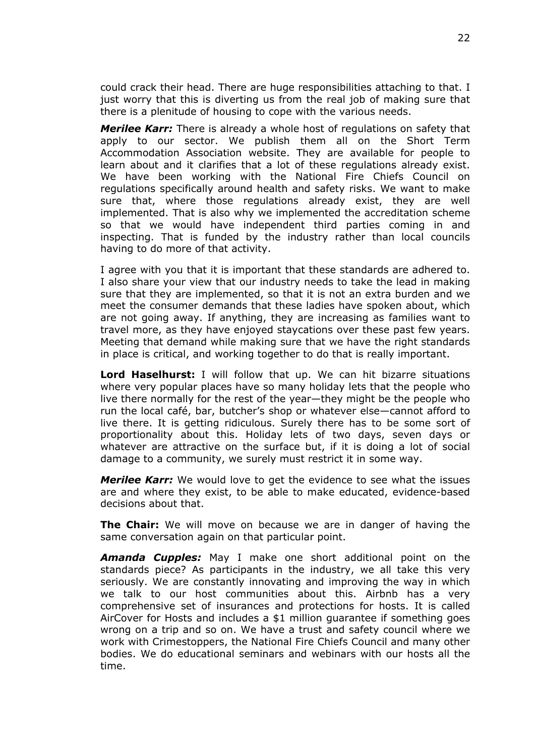could crack their head. There are huge responsibilities attaching to that. I just worry that this is diverting us from the real job of making sure that there is a plenitude of housing to cope with the various needs.

***Merilee Karr:*** There is already a whole host of regulations on safety that apply to our sector. We publish them all on the Short Term Accommodation Association website. They are available for people to learn about and it clarifies that a lot of these regulations already exist. We have been working with the National Fire Chiefs Council on regulations specifically around health and safety risks. We want to make sure that, where those regulations already exist, they are well implemented. That is also why we implemented the accreditation scheme so that we would have independent third parties coming in and inspecting. That is funded by the industry rather than local councils having to do more of that activity.

I agree with you that it is important that these standards are adhered to. I also share your view that our industry needs to take the lead in making sure that they are implemented, so that it is not an extra burden and we meet the consumer demands that these ladies have spoken about, which are not going away. If anything, they are increasing as families want to travel more, as they have enjoyed staycations over these past few years. Meeting that demand while making sure that we have the right standards in place is critical, and working together to do that is really important.

**Lord Haselhurst:** I will follow that up. We can hit bizarre situations where very popular places have so many holiday lets that the people who live there normally for the rest of the year—they might be the people who run the local café, bar, butcher's shop or whatever else—cannot afford to live there. It is getting ridiculous. Surely there has to be some sort of proportionality about this. Holiday lets of two days, seven days or whatever are attractive on the surface but, if it is doing a lot of social damage to a community, we surely must restrict it in some way.

***Merilee Karr:*** We would love to get the evidence to see what the issues are and where they exist, to be able to make educated, evidence-based decisions about that.

**The Chair:** We will move on because we are in danger of having the same conversation again on that particular point.

***Amanda Cupples:*** May I make one short additional point on the standards piece? As participants in the industry, we all take this very seriously. We are constantly innovating and improving the way in which we talk to our host communities about this. Airbnb has a very comprehensive set of insurances and protections for hosts. It is called AirCover for Hosts and includes a $1 million guarantee if something goes wrong on a trip and so on. We have a trust and safety council where we work with Crimestoppers, the National Fire Chiefs Council and many other bodies. We do educational seminars and webinars with our hosts all the time.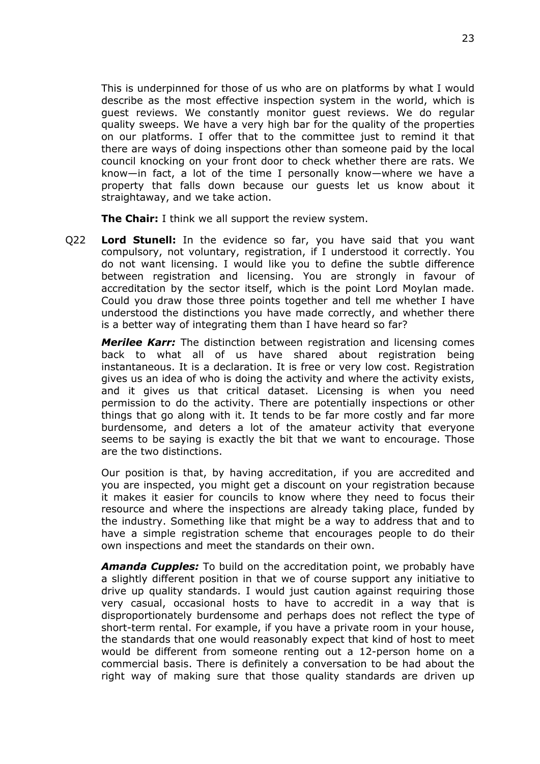This is underpinned for those of us who are on platforms by what I would describe as the most effective inspection system in the world, which is guest reviews. We constantly monitor guest reviews. We do regular quality sweeps. We have a very high bar for the quality of the properties on our platforms. I offer that to the committee just to remind it that there are ways of doing inspections other than someone paid by the local council knocking on your front door to check whether there are rats. We know—in fact, a lot of the time I personally know—where we have a property that falls down because our guests let us know about it straightaway, and we take action.

**The Chair:** I think we all support the review system.

Q22 **Lord Stunell:** In the evidence so far, you have said that you want compulsory, not voluntary, registration, if I understood it correctly. You do not want licensing. I would like you to define the subtle difference between registration and licensing. You are strongly in favour of accreditation by the sector itself, which is the point Lord Moylan made. Could you draw those three points together and tell me whether I have understood the distinctions you have made correctly, and whether there is a better way of integrating them than I have heard so far?

***Merilee Karr:*** The distinction between registration and licensing comes back to what all of us have shared about registration being instantaneous. It is a declaration. It is free or very low cost. Registration gives us an idea of who is doing the activity and where the activity exists, and it gives us that critical dataset. Licensing is when you need permission to do the activity. There are potentially inspections or other things that go along with it. It tends to be far more costly and far more burdensome, and deters a lot of the amateur activity that everyone seems to be saying is exactly the bit that we want to encourage. Those are the two distinctions.

Our position is that, by having accreditation, if you are accredited and you are inspected, you might get a discount on your registration because it makes it easier for councils to know where they need to focus their resource and where the inspections are already taking place, funded by the industry. Something like that might be a way to address that and to have a simple registration scheme that encourages people to do their own inspections and meet the standards on their own.

***Amanda Cupples:*** To build on the accreditation point, we probably have a slightly different position in that we of course support any initiative to drive up quality standards. I would just caution against requiring those very casual, occasional hosts to have to accredit in a way that is disproportionately burdensome and perhaps does not reflect the type of short-term rental. For example, if you have a private room in your house, the standards that one would reasonably expect that kind of host to meet would be different from someone renting out a 12-person home on a commercial basis. There is definitely a conversation to be had about the right way of making sure that those quality standards are driven up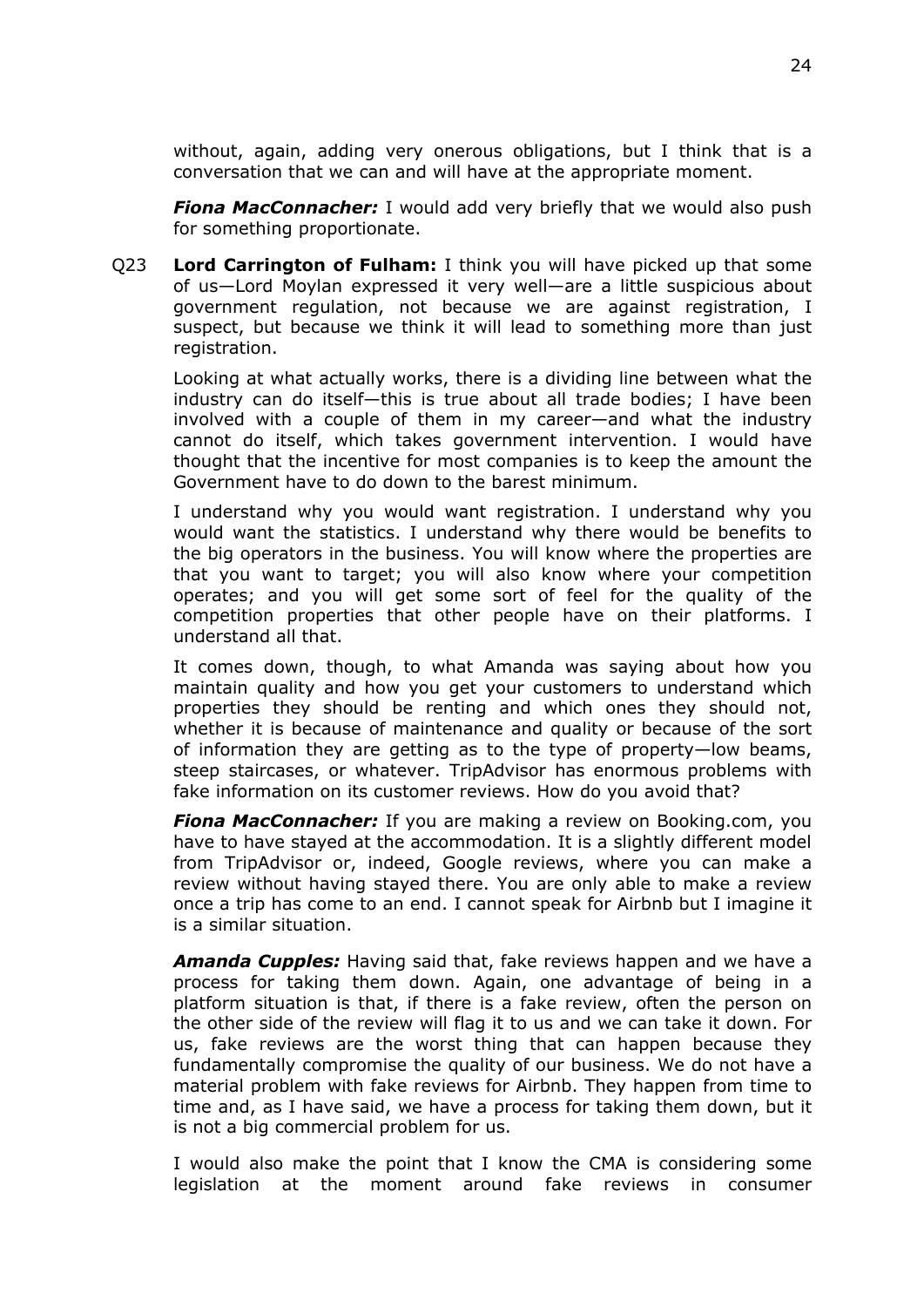without, again, adding very onerous obligations, but I think that is a conversation that we can and will have at the appropriate moment.

***Fiona MacConnacher:*** I would add very briefly that we would also push for something proportionate.

Q23 **Lord Carrington of Fulham:** I think you will have picked up that some of us—Lord Moylan expressed it very well—are a little suspicious about government regulation, not because we are against registration, I suspect, but because we think it will lead to something more than just registration.

Looking at what actually works, there is a dividing line between what the industry can do itself—this is true about all trade bodies; I have been involved with a couple of them in my career—and what the industry cannot do itself, which takes government intervention. I would have thought that the incentive for most companies is to keep the amount the Government have to do down to the barest minimum.

I understand why you would want registration. I understand why you would want the statistics. I understand why there would be benefits to the big operators in the business. You will know where the properties are that you want to target; you will also know where your competition operates; and you will get some sort of feel for the quality of the competition properties that other people have on their platforms. I understand all that.

It comes down, though, to what Amanda was saying about how you maintain quality and how you get your customers to understand which properties they should be renting and which ones they should not, whether it is because of maintenance and quality or because of the sort of information they are getting as to the type of property—low beams, steep staircases, or whatever. TripAdvisor has enormous problems with fake information on its customer reviews. How do you avoid that?

***Fiona MacConnacher:*** If you are making a review on Booking.com, you have to have stayed at the accommodation. It is a slightly different model from TripAdvisor or, indeed, Google reviews, where you can make a review without having stayed there. You are only able to make a review once a trip has come to an end. I cannot speak for Airbnb but I imagine it is a similar situation.

***Amanda Cupples:*** Having said that, fake reviews happen and we have a process for taking them down. Again, one advantage of being in a platform situation is that, if there is a fake review, often the person on the other side of the review will flag it to us and we can take it down. For us, fake reviews are the worst thing that can happen because they fundamentally compromise the quality of our business. We do not have a material problem with fake reviews for Airbnb. They happen from time to time and, as I have said, we have a process for taking them down, but it is not a big commercial problem for us.

I would also make the point that I know the CMA is considering some legislation at the moment around fake reviews in consumer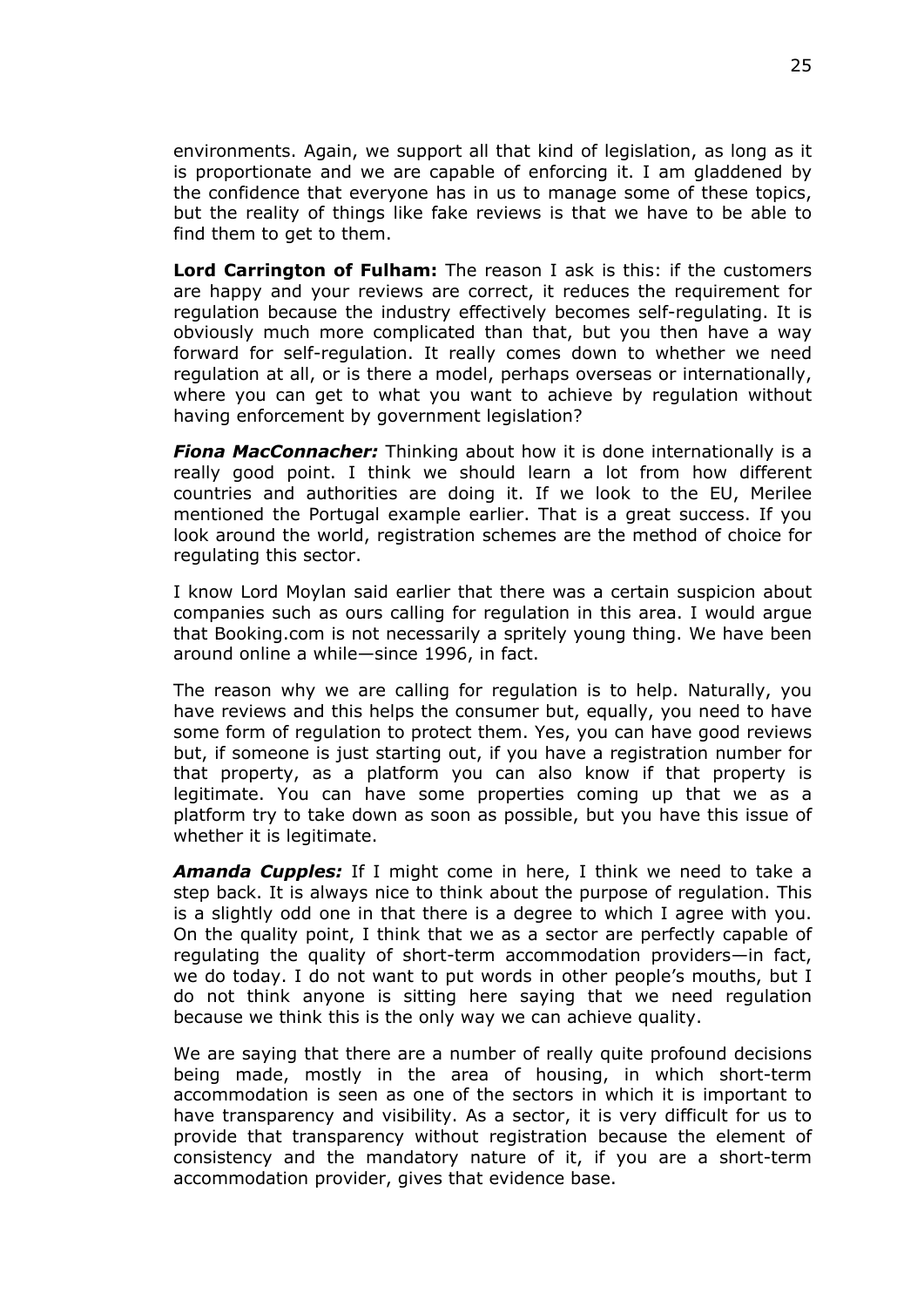environments. Again, we support all that kind of legislation, as long as it is proportionate and we are capable of enforcing it. I am gladdened by the confidence that everyone has in us to manage some of these topics, but the reality of things like fake reviews is that we have to be able to find them to get to them.

**Lord Carrington of Fulham:** The reason I ask is this: if the customers are happy and your reviews are correct, it reduces the requirement for regulation because the industry effectively becomes self-regulating. It is obviously much more complicated than that, but you then have a way forward for self-regulation. It really comes down to whether we need regulation at all, or is there a model, perhaps overseas or internationally, where you can get to what you want to achieve by regulation without having enforcement by government legislation?

***Fiona MacConnacher:*** Thinking about how it is done internationally is a really good point. I think we should learn a lot from how different countries and authorities are doing it. If we look to the EU, Merilee mentioned the Portugal example earlier. That is a great success. If you look around the world, registration schemes are the method of choice for regulating this sector.

I know Lord Moylan said earlier that there was a certain suspicion about companies such as ours calling for regulation in this area. I would argue that Booking.com is not necessarily a spritely young thing. We have been around online a while—since 1996, in fact.

The reason why we are calling for regulation is to help. Naturally, you have reviews and this helps the consumer but, equally, you need to have some form of regulation to protect them. Yes, you can have good reviews but, if someone is just starting out, if you have a registration number for that property, as a platform you can also know if that property is legitimate. You can have some properties coming up that we as a platform try to take down as soon as possible, but you have this issue of whether it is legitimate.

***Amanda Cupples:*** If I might come in here, I think we need to take a step back. It is always nice to think about the purpose of regulation. This is a slightly odd one in that there is a degree to which I agree with you. On the quality point, I think that we as a sector are perfectly capable of regulating the quality of short-term accommodation providers—in fact, we do today. I do not want to put words in other people's mouths, but I do not think anyone is sitting here saying that we need regulation because we think this is the only way we can achieve quality.

We are saying that there are a number of really quite profound decisions being made, mostly in the area of housing, in which short-term accommodation is seen as one of the sectors in which it is important to have transparency and visibility. As a sector, it is very difficult for us to provide that transparency without registration because the element of consistency and the mandatory nature of it, if you are a short-term accommodation provider, gives that evidence base.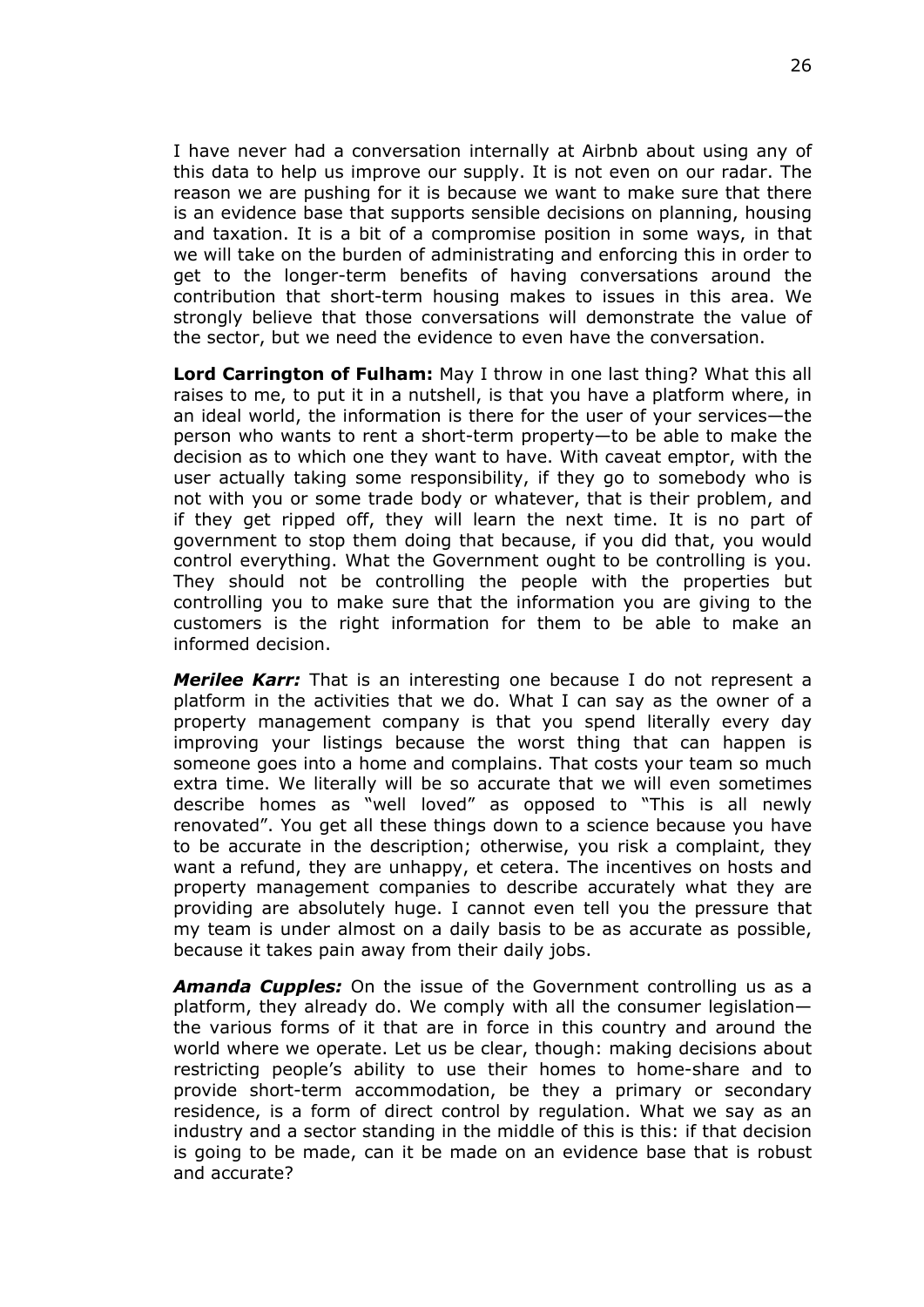I have never had a conversation internally at Airbnb about using any of this data to help us improve our supply. It is not even on our radar. The reason we are pushing for it is because we want to make sure that there is an evidence base that supports sensible decisions on planning, housing and taxation. It is a bit of a compromise position in some ways, in that we will take on the burden of administrating and enforcing this in order to get to the longer-term benefits of having conversations around the contribution that short-term housing makes to issues in this area. We strongly believe that those conversations will demonstrate the value of the sector, but we need the evidence to even have the conversation.

**Lord Carrington of Fulham:** May I throw in one last thing? What this all raises to me, to put it in a nutshell, is that you have a platform where, in an ideal world, the information is there for the user of your services—the person who wants to rent a short-term property—to be able to make the decision as to which one they want to have. With caveat emptor, with the user actually taking some responsibility, if they go to somebody who is not with you or some trade body or whatever, that is their problem, and if they get ripped off, they will learn the next time. It is no part of government to stop them doing that because, if you did that, you would control everything. What the Government ought to be controlling is you. They should not be controlling the people with the properties but controlling you to make sure that the information you are giving to the customers is the right information for them to be able to make an informed decision.

***Merilee Karr:*** That is an interesting one because I do not represent a platform in the activities that we do. What I can say as the owner of a property management company is that you spend literally every day improving your listings because the worst thing that can happen is someone goes into a home and complains. That costs your team so much extra time. We literally will be so accurate that we will even sometimes describe homes as "well loved" as opposed to "This is all newly renovated". You get all these things down to a science because you have to be accurate in the description; otherwise, you risk a complaint, they want a refund, they are unhappy, et cetera. The incentives on hosts and property management companies to describe accurately what they are providing are absolutely huge. I cannot even tell you the pressure that my team is under almost on a daily basis to be as accurate as possible, because it takes pain away from their daily jobs.

***Amanda Cupples:*** On the issue of the Government controlling us as a platform, they already do. We comply with all the consumer legislation—the various forms of it that are in force in this country and around the world where we operate. Let us be clear, though: making decisions about restricting people's ability to use their homes to home-share and to provide short-term accommodation, be they a primary or secondary residence, is a form of direct control by regulation. What we say as an industry and a sector standing in the middle of this is this: if that decision is going to be made, can it be made on an evidence base that is robust and accurate?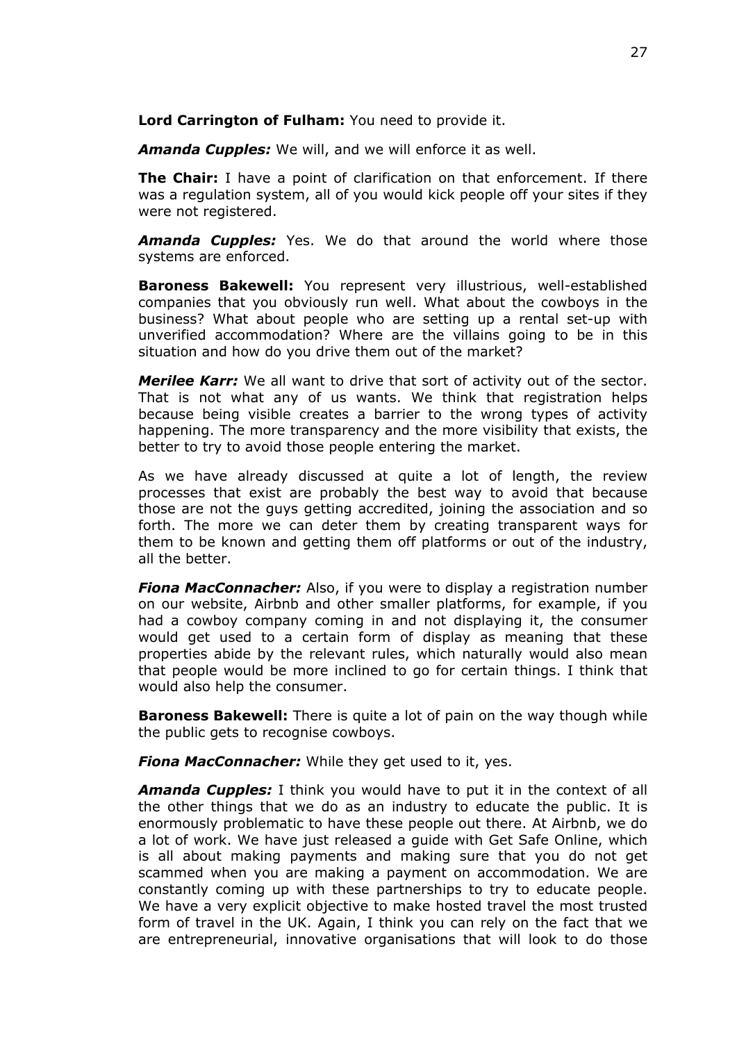**Lord Carrington of Fulham:** You need to provide it.

***Amanda Cupples:*** We will, and we will enforce it as well.

**The Chair:** I have a point of clarification on that enforcement. If there was a regulation system, all of you would kick people off your sites if they were not registered.

***Amanda Cupples:*** Yes. We do that around the world where those systems are enforced.

**Baroness Bakewell:** You represent very illustrious, well-established companies that you obviously run well. What about the cowboys in the business? What about people who are setting up a rental set-up with unverified accommodation? Where are the villains going to be in this situation and how do you drive them out of the market?

***Merilee Karr:*** We all want to drive that sort of activity out of the sector. That is not what any of us wants. We think that registration helps because being visible creates a barrier to the wrong types of activity happening. The more transparency and the more visibility that exists, the better to try to avoid those people entering the market.

As we have already discussed at quite a lot of length, the review processes that exist are probably the best way to avoid that because those are not the guys getting accredited, joining the association and so forth. The more we can deter them by creating transparent ways for them to be known and getting them off platforms or out of the industry, all the better.

***Fiona MacConnacher:*** Also, if you were to display a registration number on our website, Airbnb and other smaller platforms, for example, if you had a cowboy company coming in and not displaying it, the consumer would get used to a certain form of display as meaning that these properties abide by the relevant rules, which naturally would also mean that people would be more inclined to go for certain things. I think that would also help the consumer.

**Baroness Bakewell:** There is quite a lot of pain on the way though while the public gets to recognise cowboys.

***Fiona MacConnacher:*** While they get used to it, yes.

***Amanda Cupples:*** I think you would have to put it in the context of all the other things that we do as an industry to educate the public. It is enormously problematic to have these people out there. At Airbnb, we do a lot of work. We have just released a guide with Get Safe Online, which is all about making payments and making sure that you do not get scammed when you are making a payment on accommodation. We are constantly coming up with these partnerships to try to educate people. We have a very explicit objective to make hosted travel the most trusted form of travel in the UK. Again, I think you can rely on the fact that we are entrepreneurial, innovative organisations that will look to do those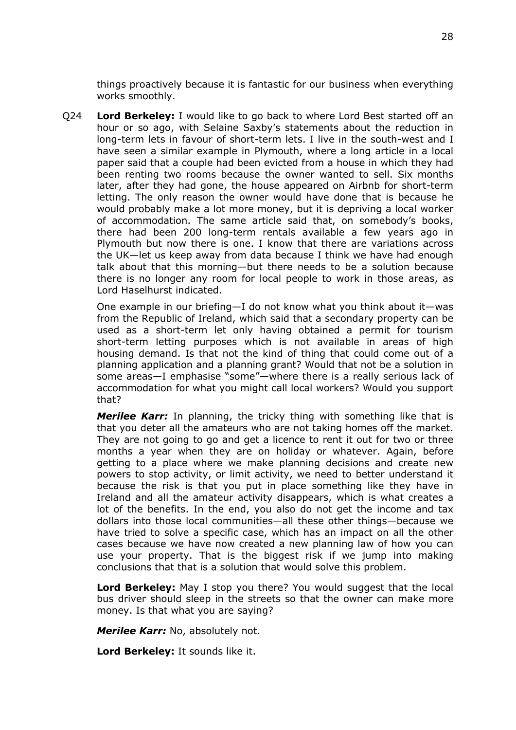things proactively because it is fantastic for our business when everything works smoothly.

Q24 **Lord Berkeley:** I would like to go back to where Lord Best started off an hour or so ago, with Selaine Saxby's statements about the reduction in long-term lets in favour of short-term lets. I live in the south-west and I have seen a similar example in Plymouth, where a long article in a local paper said that a couple had been evicted from a house in which they had been renting two rooms because the owner wanted to sell. Six months later, after they had gone, the house appeared on Airbnb for short-term letting. The only reason the owner would have done that is because he would probably make a lot more money, but it is depriving a local worker of accommodation. The same article said that, on somebody's books, there had been 200 long-term rentals available a few years ago in Plymouth but now there is one. I know that there are variations across the UK—let us keep away from data because I think we have had enough talk about that this morning—but there needs to be a solution because there is no longer any room for local people to work in those areas, as Lord Haselhurst indicated.

One example in our briefing—I do not know what you think about it—was from the Republic of Ireland, which said that a secondary property can be used as a short-term let only having obtained a permit for tourism short-term letting purposes which is not available in areas of high housing demand. Is that not the kind of thing that could come out of a planning application and a planning grant? Would that not be a solution in some areas—I emphasise "some"—where there is a really serious lack of accommodation for what you might call local workers? Would you support that?

***Merilee Karr:*** In planning, the tricky thing with something like that is that you deter all the amateurs who are not taking homes off the market. They are not going to go and get a licence to rent it out for two or three months a year when they are on holiday or whatever. Again, before getting to a place where we make planning decisions and create new powers to stop activity, or limit activity, we need to better understand it because the risk is that you put in place something like they have in Ireland and all the amateur activity disappears, which is what creates a lot of the benefits. In the end, you also do not get the income and tax dollars into those local communities—all these other things—because we have tried to solve a specific case, which has an impact on all the other cases because we have now created a new planning law of how you can use your property. That is the biggest risk if we jump into making conclusions that that is a solution that would solve this problem.

**Lord Berkeley:** May I stop you there? You would suggest that the local bus driver should sleep in the streets so that the owner can make more money. Is that what you are saying?

***Merilee Karr:*** No, absolutely not.

**Lord Berkeley:** It sounds like it.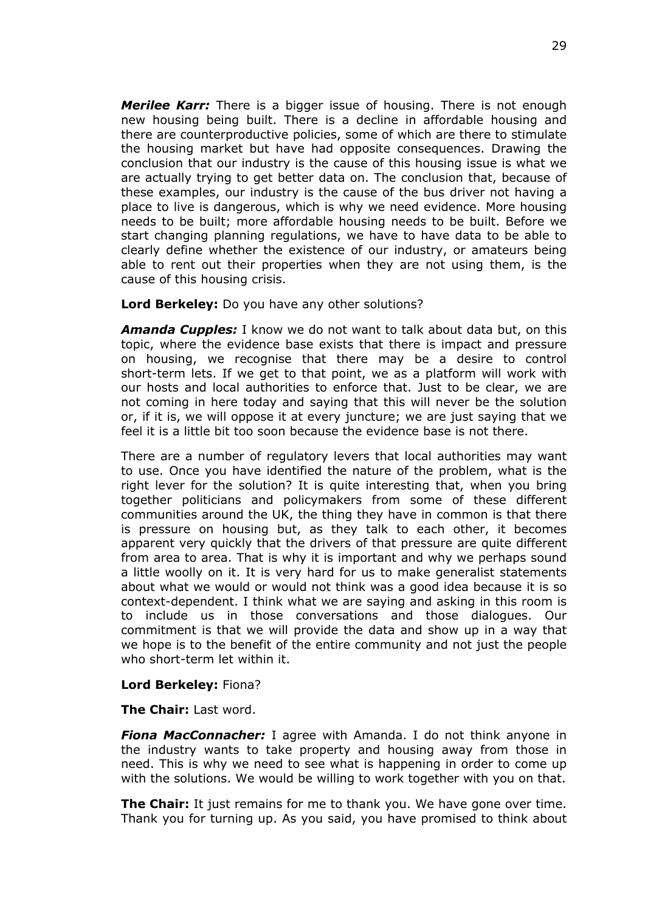***Merilee Karr:*** There is a bigger issue of housing. There is not enough new housing being built. There is a decline in affordable housing and there are counterproductive policies, some of which are there to stimulate the housing market but have had opposite consequences. Drawing the conclusion that our industry is the cause of this housing issue is what we are actually trying to get better data on. The conclusion that, because of these examples, our industry is the cause of the bus driver not having a place to live is dangerous, which is why we need evidence. More housing needs to be built; more affordable housing needs to be built. Before we start changing planning regulations, we have to have data to be able to clearly define whether the existence of our industry, or amateurs being able to rent out their properties when they are not using them, is the cause of this housing crisis.

**Lord Berkeley:** Do you have any other solutions?

***Amanda Cupples:*** I know we do not want to talk about data but, on this topic, where the evidence base exists that there is impact and pressure on housing, we recognise that there may be a desire to control short-term lets. If we get to that point, we as a platform will work with our hosts and local authorities to enforce that. Just to be clear, we are not coming in here today and saying that this will never be the solution or, if it is, we will oppose it at every juncture; we are just saying that we feel it is a little bit too soon because the evidence base is not there.

There are a number of regulatory levers that local authorities may want to use. Once you have identified the nature of the problem, what is the right lever for the solution? It is quite interesting that, when you bring together politicians and policymakers from some of these different communities around the UK, the thing they have in common is that there is pressure on housing but, as they talk to each other, it becomes apparent very quickly that the drivers of that pressure are quite different from area to area. That is why it is important and why we perhaps sound a little woolly on it. It is very hard for us to make generalist statements about what we would or would not think was a good idea because it is so context-dependent. I think what we are saying and asking in this room is to include us in those conversations and those dialogues. Our commitment is that we will provide the data and show up in a way that we hope is to the benefit of the entire community and not just the people who short-term let within it.

**Lord Berkeley:** Fiona?

**The Chair:** Last word.

***Fiona MacConnacher:*** I agree with Amanda. I do not think anyone in the industry wants to take property and housing away from those in need. This is why we need to see what is happening in order to come up with the solutions. We would be willing to work together with you on that.

**The Chair:** It just remains for me to thank you. We have gone over time. Thank you for turning up. As you said, you have promised to think about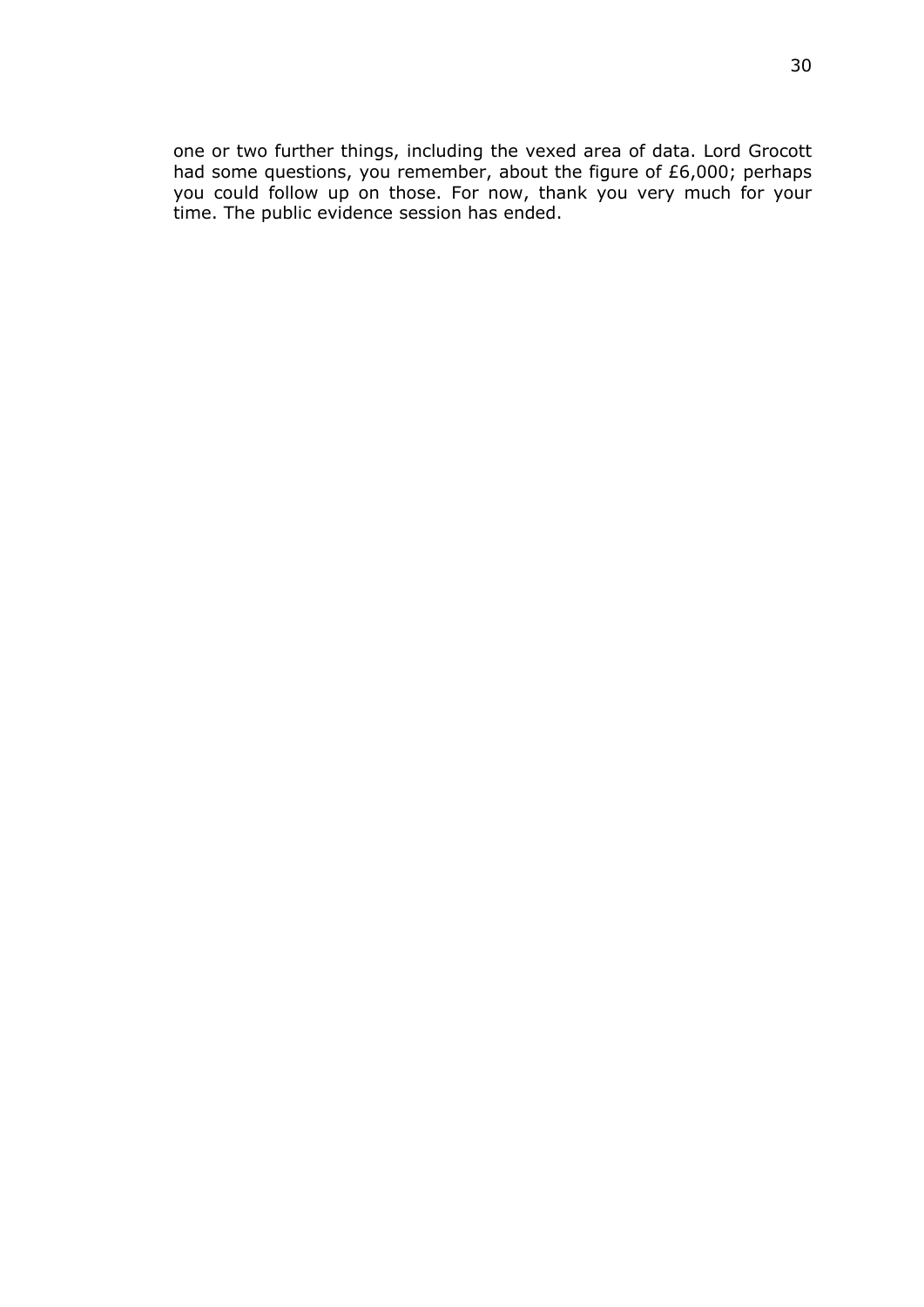one or two further things, including the vexed area of data. Lord Grocott had some questions, you remember, about the figure of £6,000; perhaps you could follow up on those. For now, thank you very much for your time. The public evidence session has ended.